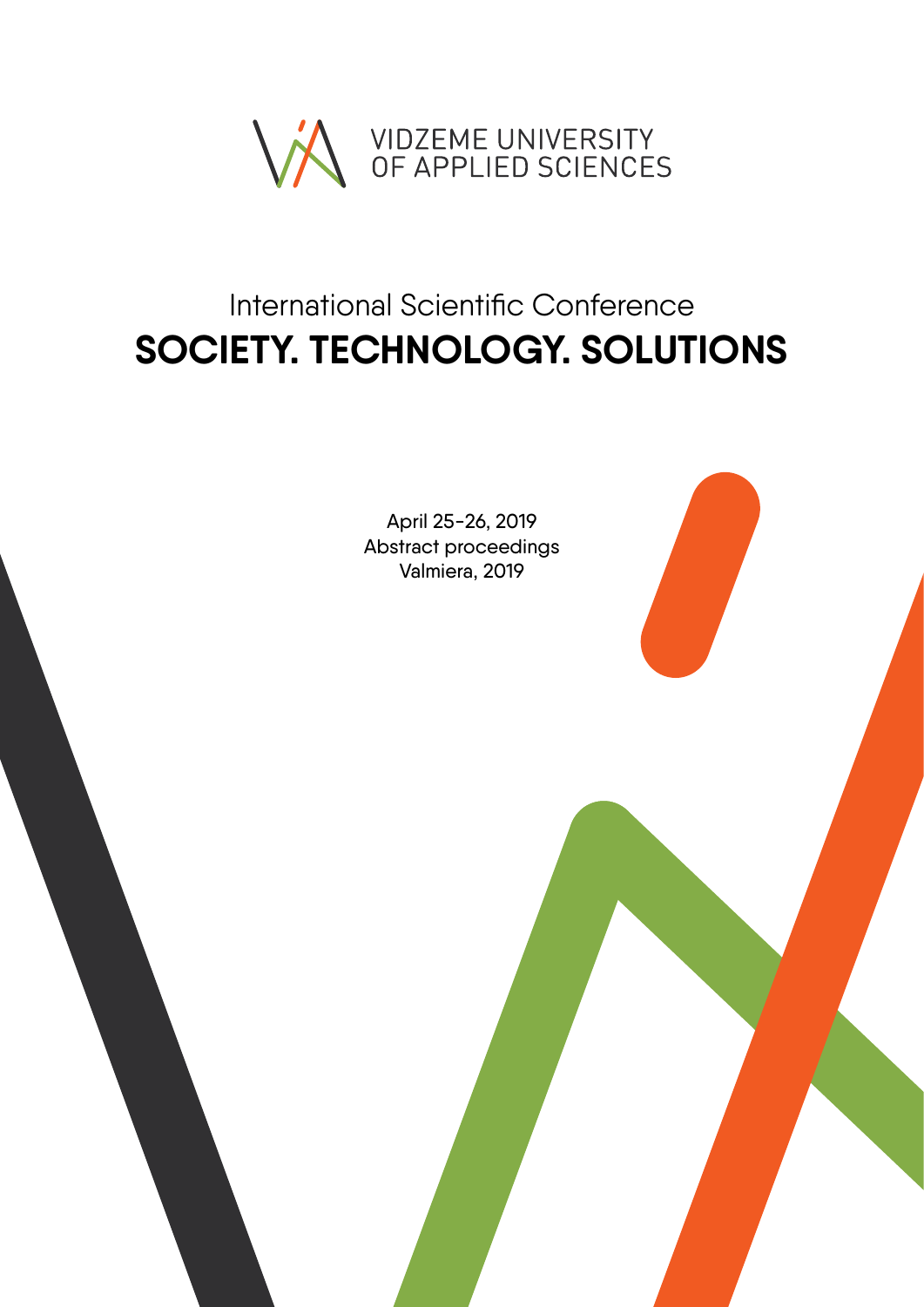VIDZEME UNIVERSITY
OF APPLIED SCIENCES

International Scientific Conference

# SOCIETY. TECHNOLOGY. SOLUTIONS

April 25-26, 2019
Abstract proceedings
Valmiera, 2019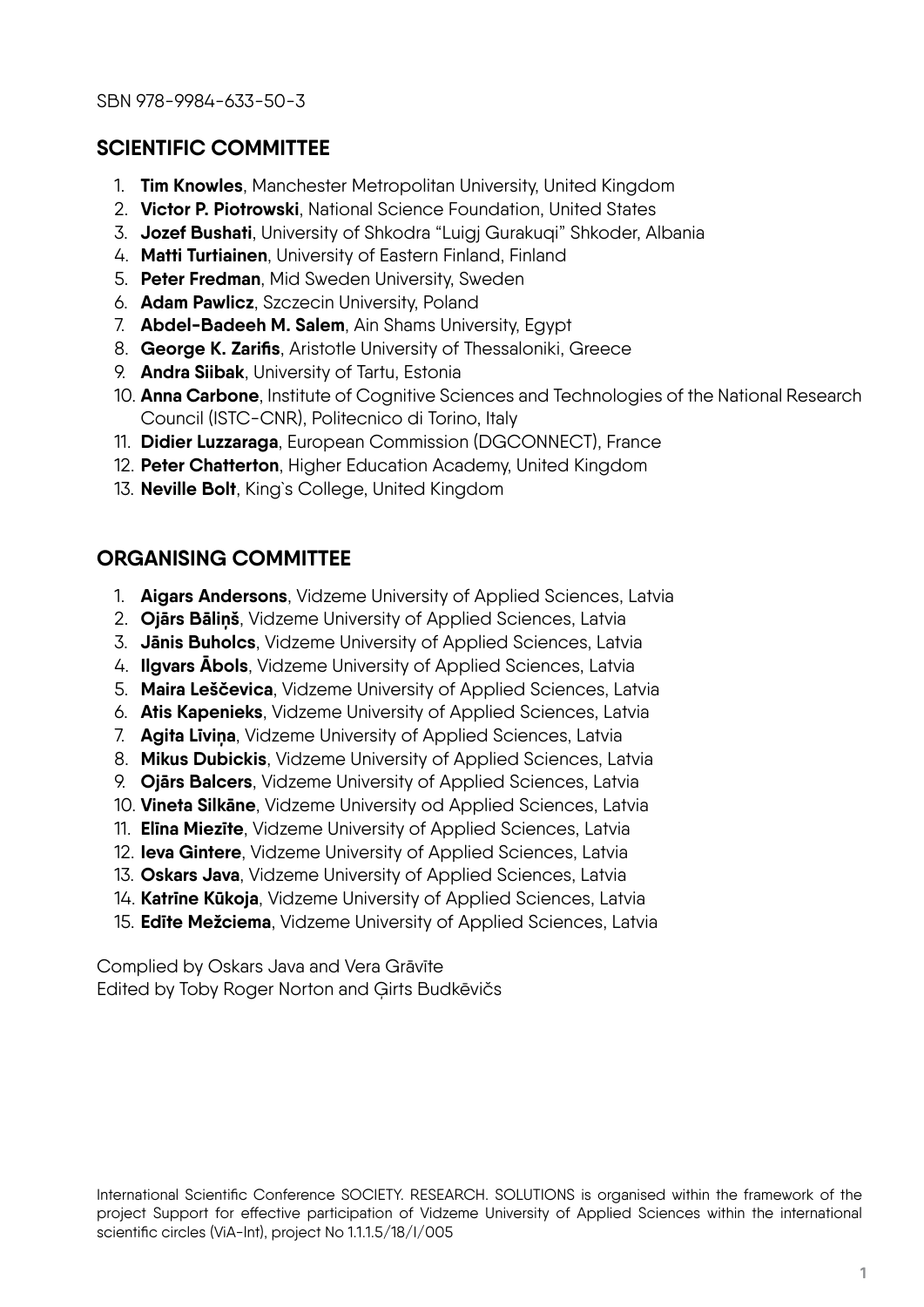SBN 978-9984-633-50-3

## SCIENTIFIC COMMITTEE

1. **Tim Knowles**, Manchester Metropolitan University, United Kingdom
2. **Victor P. Piotrowski**, National Science Foundation, United States
3. **Jozef Bushati**, University of Shkodra "Luigj Gurakuqi" Shkoder, Albania
4. **Matti Turtiainen**, University of Eastern Finland, Finland
5. **Peter Fredman**, Mid Sweden University, Sweden
6. **Adam Pawlicz**, Szczecin University, Poland
7. **Abdel-Badeeh M. Salem**, Ain Shams University, Egypt
8. **George K. Zarifis**, Aristotle University of Thessaloniki, Greece
9. **Andra Siibak**, University of Tartu, Estonia
10. **Anna Carbone**, Institute of Cognitive Sciences and Technologies of the National Research Council (ISTC-CNR), Politecnico di Torino, Italy
11. **Didier Luzzaraga**, European Commission (DGCONNECT), France
12. **Peter Chatterton**, Higher Education Academy, United Kingdom
13. **Neville Bolt**, King`s College, United Kingdom

## ORGANISING COMMITTEE

1. **Aigars Andersons**, Vidzeme University of Applied Sciences, Latvia
2. **Ojārs Bāliņš**, Vidzeme University of Applied Sciences, Latvia
3. **Jānis Buholcs**, Vidzeme University of Applied Sciences, Latvia
4. **Ilgvars Ābols**, Vidzeme University of Applied Sciences, Latvia
5. **Maira Leščevica**, Vidzeme University of Applied Sciences, Latvia
6. **Atis Kapenieks**, Vidzeme University of Applied Sciences, Latvia
7. **Agita Liviņa**, Vidzeme University of Applied Sciences, Latvia
8. **Mikus Dubickis**, Vidzeme University of Applied Sciences, Latvia
9. **Ojārs Balcers**, Vidzeme University of Applied Sciences, Latvia
10. **Vineta Silkāne**, Vidzeme University od Applied Sciences, Latvia
11. **Elīna Miezīte**, Vidzeme University of Applied Sciences, Latvia
12. **Ieva Gintere**, Vidzeme University of Applied Sciences, Latvia
13. **Oskars Java**, Vidzeme University of Applied Sciences, Latvia
14. **Katrīne Kūkoja**, Vidzeme University of Applied Sciences, Latvia
15. **Edīte Mežciema**, Vidzeme University of Applied Sciences, Latvia

Complied by Oskars Java and Vera Grāvīte
Edited by Toby Roger Norton and Ģirts Budkēvičs

International Scientific Conference SOCIETY. RESEARCH. SOLUTIONS is organised within the framework of the project Support for effective participation of Vidzeme University of Applied Sciences within the international scientific circles (ViA-Int), project No 1.1.1.5/18/I/005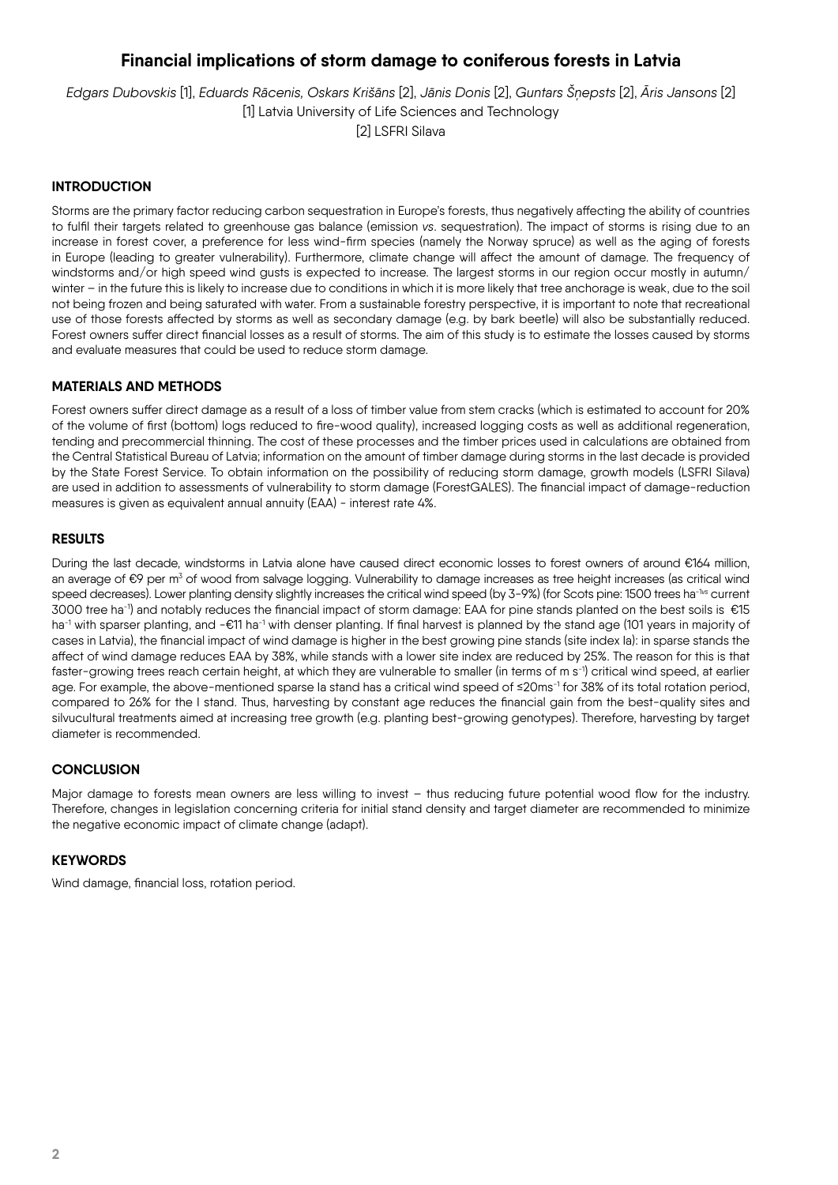# Financial implications of storm damage to coniferous forests in Latvia

*Edgars Dubovskis* [1], *Eduards Rācenis, Oskars Krišāns* [2], *Jānis Donis* [2], *Guntars Šņepsts* [2], *Āris Jansons* [2]

[1] Latvia University of Life Sciences and Technology

[2] LSFRI Silava

## INTRODUCTION

Storms are the primary factor reducing carbon sequestration in Europe's forests, thus negatively affecting the ability of countries to fulfil their targets related to greenhouse gas balance (emission *vs*. sequestration). The impact of storms is rising due to an increase in forest cover, a preference for less wind-firm species (namely the Norway spruce) as well as the aging of forests in Europe (leading to greater vulnerability). Furthermore, climate change will affect the amount of damage. The frequency of windstorms and/or high speed wind gusts is expected to increase. The largest storms in our region occur mostly in autumn/winter – in the future this is likely to increase due to conditions in which it is more likely that tree anchorage is weak, due to the soil not being frozen and being saturated with water. From a sustainable forestry perspective, it is important to note that recreational use of those forests affected by storms as well as secondary damage (e.g. by bark beetle) will also be substantially reduced. Forest owners suffer direct financial losses as a result of storms. The aim of this study is to estimate the losses caused by storms and evaluate measures that could be used to reduce storm damage.

## MATERIALS AND METHODS

Forest owners suffer direct damage as a result of a loss of timber value from stem cracks (which is estimated to account for 20% of the volume of first (bottom) logs reduced to fire-wood quality), increased logging costs as well as additional regeneration, tending and precommercial thinning. The cost of these processes and the timber prices used in calculations are obtained from the Central Statistical Bureau of Latvia; information on the amount of timber damage during storms in the last decade is provided by the State Forest Service. To obtain information on the possibility of reducing storm damage, growth models (LSFRI Silava) are used in addition to assessments of vulnerability to storm damage (ForestGALES). The financial impact of damage-reduction measures is given as equivalent annual annuity (EAA) - interest rate 4%.

## RESULTS

During the last decade, windstorms in Latvia alone have caused direct economic losses to forest owners of around €164 million, an average of €9 per $m^3$ of wood from salvage logging. Vulnerability to damage increases as tree height increases (as critical wind speed decreases). Lower planting density slightly increases the critical wind speed (by 3-9%) (for Scots pine: 1500 trees $ha^{-1}$ vs current 3000 tree $ha^{-1}$) and notably reduces the financial impact of storm damage: EAA for pine stands planted on the best soils is €15 $ha^{-1}$ with sparser planting, and -€11 $ha^{-1}$ with denser planting. If final harvest is planned by the stand age (101 years in majority of cases in Latvia), the financial impact of wind damage is higher in the best growing pine stands (site index Ia): in sparse stands the affect of wind damage reduces EAA by 38%, while stands with a lower site index are reduced by 25%. The reason for this is that faster-growing trees reach certain height, at which they are vulnerable to smaller (in terms of $m\ s^{-1}$) critical wind speed, at earlier age. For example, the above-mentioned sparse Ia stand has a critical wind speed of ≤20$ms^{-1}$ for 38% of its total rotation period, compared to 26% for the I stand. Thus, harvesting by constant age reduces the financial gain from the best-quality sites and silvucultural treatments aimed at increasing tree growth (e.g. planting best-growing genotypes). Therefore, harvesting by target diameter is recommended.

## CONCLUSION

Major damage to forests mean owners are less willing to invest – thus reducing future potential wood flow for the industry. Therefore, changes in legislation concerning criteria for initial stand density and target diameter are recommended to minimize the negative economic impact of climate change (adapt).

## KEYWORDS

Wind damage, financial loss, rotation period.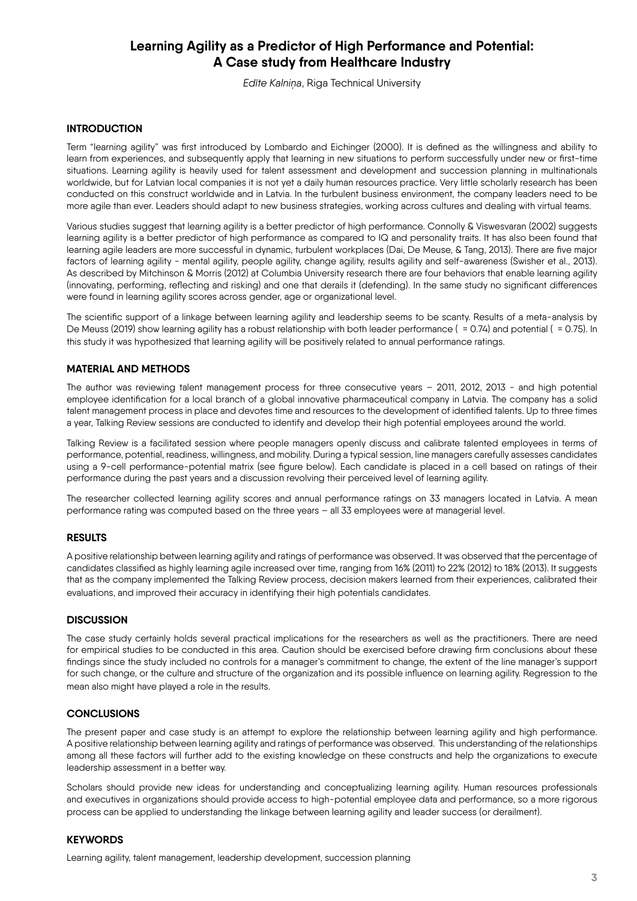# Learning Agility as a Predictor of High Performance and Potential: A Case study from Healthcare Industry

*Edīte Kalniņa*, Riga Technical University

## INTRODUCTION

Term "learning agility" was first introduced by Lombardo and Eichinger (2000). It is defined as the willingness and ability to learn from experiences, and subsequently apply that learning in new situations to perform successfully under new or first-time situations. Learning agility is heavily used for talent assessment and development and succession planning in multinationals worldwide, but for Latvian local companies it is not yet a daily human resources practice. Very little scholarly research has been conducted on this construct worldwide and in Latvia. In the turbulent business environment, the company leaders need to be more agile than ever. Leaders should adapt to new business strategies, working across cultures and dealing with virtual teams.

Various studies suggest that learning agility is a better predictor of high performance. Connolly & Viswesvaran (2002) suggests learning agility is a better predictor of high performance as compared to IQ and personality traits. It has also been found that learning agile leaders are more successful in dynamic, turbulent workplaces (Dai, De Meuse, & Tang, 2013). There are five major factors of learning agility - mental agility, people agility, change agility, results agility and self-awareness (Swisher et al., 2013). As described by Mitchinson & Morris (2012) at Columbia University research there are four behaviors that enable learning agility (innovating, performing, reflecting and risking) and one that derails it (defending). In the same study no significant differences were found in learning agility scores across gender, age or organizational level.

The scientific support of a linkage between learning agility and leadership seems to be scanty. Results of a meta-analysis by De Meuss (2019) show learning agility has a robust relationship with both leader performance ( = 0.74) and potential ( = 0.75). In this study it was hypothesized that learning agility will be positively related to annual performance ratings.

## MATERIAL AND METHODS

The author was reviewing talent management process for three consecutive years – 2011, 2012, 2013 - and high potential employee identification for a local branch of a global innovative pharmaceutical company in Latvia. The company has a solid talent management process in place and devotes time and resources to the development of identified talents. Up to three times a year, Talking Review sessions are conducted to identify and develop their high potential employees around the world.

Talking Review is a facilitated session where people managers openly discuss and calibrate talented employees in terms of performance, potential, readiness, willingness, and mobility. During a typical session, line managers carefully assesses candidates using a 9-cell performance-potential matrix (see figure below). Each candidate is placed in a cell based on ratings of their performance during the past years and a discussion revolving their perceived level of learning agility.

The researcher collected learning agility scores and annual performance ratings on 33 managers located in Latvia. A mean performance rating was computed based on the three years – all 33 employees were at managerial level.

## RESULTS

A positive relationship between learning agility and ratings of performance was observed. It was observed that the percentage of candidates classified as highly learning agile increased over time, ranging from 16% (2011) to 22% (2012) to 18% (2013). It suggests that as the company implemented the Talking Review process, decision makers learned from their experiences, calibrated their evaluations, and improved their accuracy in identifying their high potentials candidates.

## DISCUSSION

The case study certainly holds several practical implications for the researchers as well as the practitioners. There are need for empirical studies to be conducted in this area. Caution should be exercised before drawing firm conclusions about these findings since the study included no controls for a manager's commitment to change, the extent of the line manager's support for such change, or the culture and structure of the organization and its possible influence on learning agility. Regression to the mean also might have played a role in the results.

## CONCLUSIONS

The present paper and case study is an attempt to explore the relationship between learning agility and high performance. A positive relationship between learning agility and ratings of performance was observed. This understanding of the relationships among all these factors will further add to the existing knowledge on these constructs and help the organizations to execute leadership assessment in a better way.

Scholars should provide new ideas for understanding and conceptualizing learning agility. Human resources professionals and executives in organizations should provide access to high-potential employee data and performance, so a more rigorous process can be applied to understanding the linkage between learning agility and leader success (or derailment).

## KEYWORDS

Learning agility, talent management, leadership development, succession planning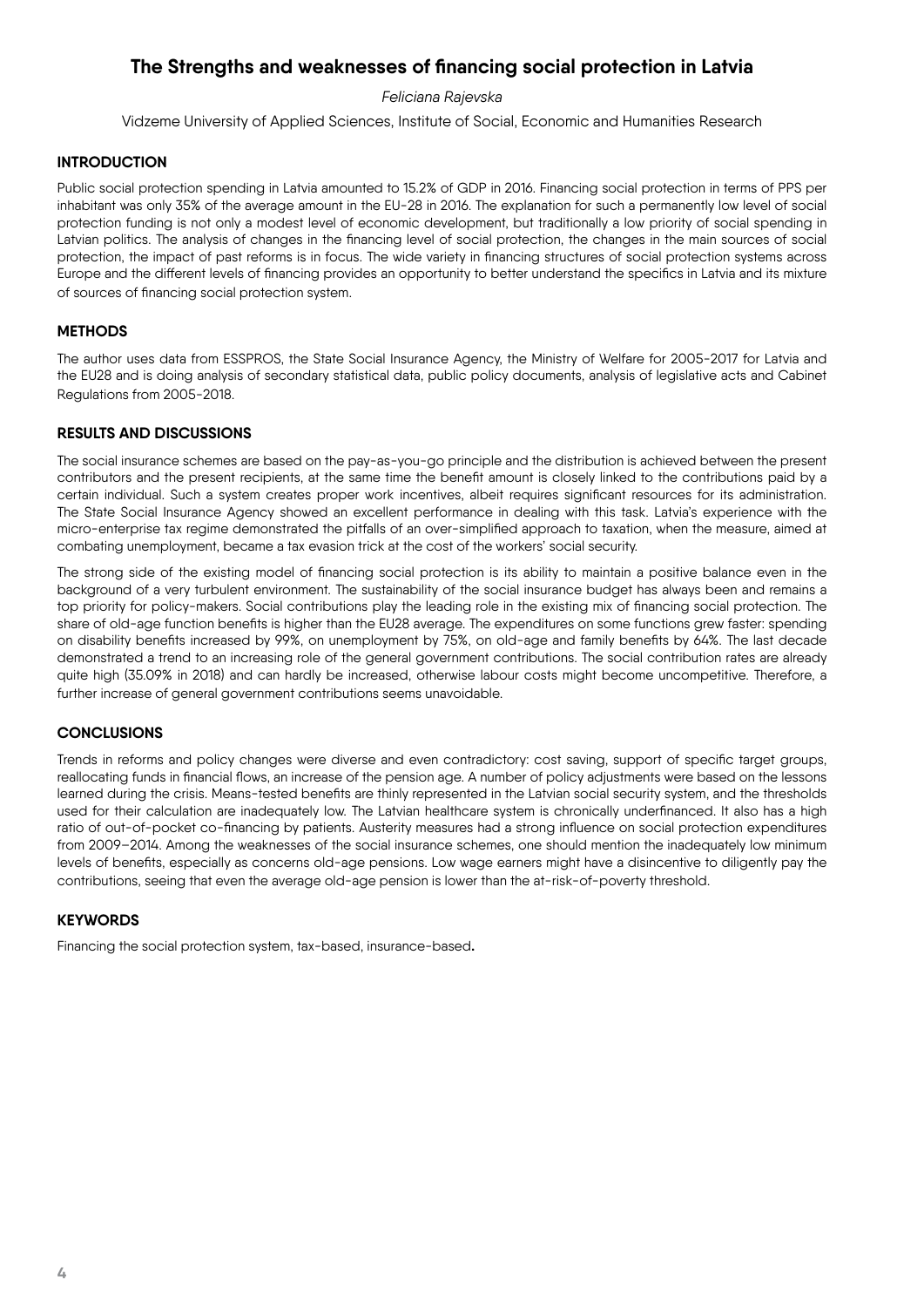# The Strengths and weaknesses of financing social protection in Latvia

*Feliciana Rajevska*

Vidzeme University of Applied Sciences, Institute of Social, Economic and Humanities Research

## INTRODUCTION

Public social protection spending in Latvia amounted to 15.2% of GDP in 2016. Financing social protection in terms of PPS per inhabitant was only 35% of the average amount in the EU-28 in 2016. The explanation for such a permanently low level of social protection funding is not only a modest level of economic development, but traditionally a low priority of social spending in Latvian politics. The analysis of changes in the financing level of social protection, the changes in the main sources of social protection, the impact of past reforms is in focus. The wide variety in financing structures of social protection systems across Europe and the different levels of financing provides an opportunity to better understand the specifics in Latvia and its mixture of sources of financing social protection system.

## METHODS

The author uses data from ESSPROS, the State Social Insurance Agency, the Ministry of Welfare for 2005-2017 for Latvia and the EU28 and is doing analysis of secondary statistical data, public policy documents, analysis of legislative acts and Cabinet Regulations from 2005-2018.

## RESULTS AND DISCUSSIONS

The social insurance schemes are based on the pay-as-you-go principle and the distribution is achieved between the present contributors and the present recipients, at the same time the benefit amount is closely linked to the contributions paid by a certain individual. Such a system creates proper work incentives, albeit requires significant resources for its administration. The State Social Insurance Agency showed an excellent performance in dealing with this task. Latvia's experience with the micro-enterprise tax regime demonstrated the pitfalls of an over-simplified approach to taxation, when the measure, aimed at combating unemployment, became a tax evasion trick at the cost of the workers' social security.

The strong side of the existing model of financing social protection is its ability to maintain a positive balance even in the background of a very turbulent environment. The sustainability of the social insurance budget has always been and remains a top priority for policy-makers. Social contributions play the leading role in the existing mix of financing social protection. The share of old-age function benefits is higher than the EU28 average. The expenditures on some functions grew faster: spending on disability benefits increased by 99%, on unemployment by 75%, on old-age and family benefits by 64%. The last decade demonstrated a trend to an increasing role of the general government contributions. The social contribution rates are already quite high (35.09% in 2018) and can hardly be increased, otherwise labour costs might become uncompetitive. Therefore, a further increase of general government contributions seems unavoidable.

## CONCLUSIONS

Trends in reforms and policy changes were diverse and even contradictory: cost saving, support of specific target groups, reallocating funds in financial flows, an increase of the pension age. A number of policy adjustments were based on the lessons learned during the crisis. Means-tested benefits are thinly represented in the Latvian social security system, and the thresholds used for their calculation are inadequately low. The Latvian healthcare system is chronically underfinanced. It also has a high ratio of out-of-pocket co-financing by patients. Austerity measures had a strong influence on social protection expenditures from 2009–2014. Among the weaknesses of the social insurance schemes, one should mention the inadequately low minimum levels of benefits, especially as concerns old-age pensions. Low wage earners might have a disincentive to diligently pay the contributions, seeing that even the average old-age pension is lower than the at-risk-of-poverty threshold.

## KEYWORDS

Financing the social protection system, tax-based, insurance-based**.**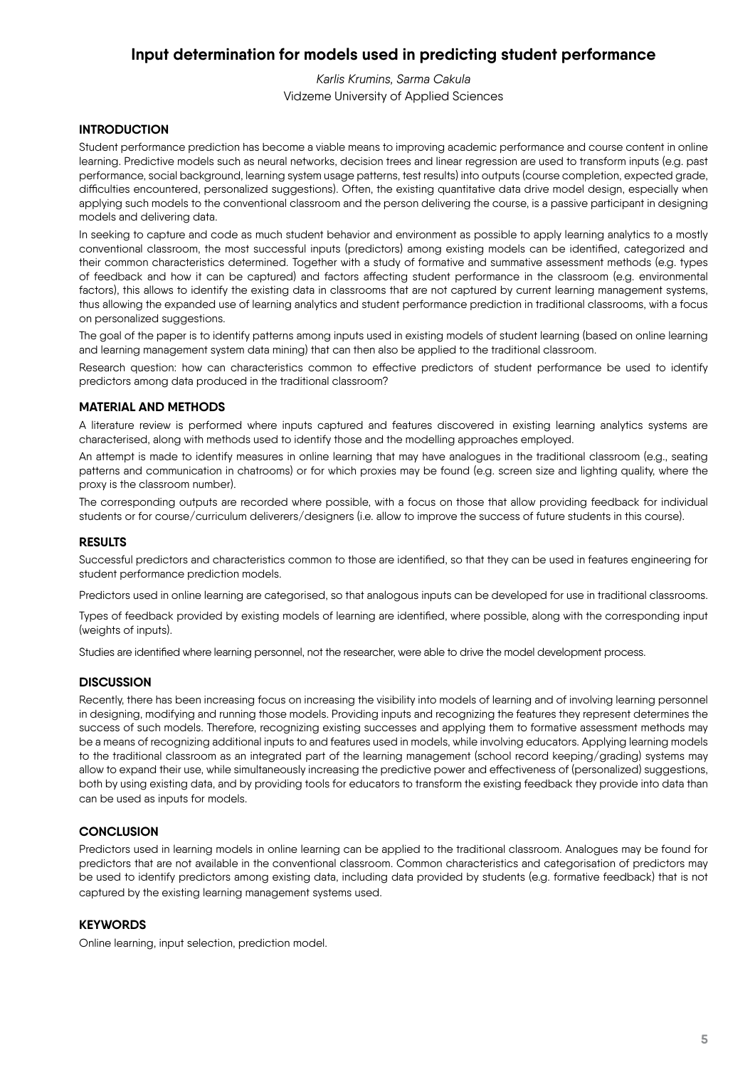# Input determination for models used in predicting student performance

*Karlis Krumins, Sarma Cakula*

Vidzeme University of Applied Sciences

## INTRODUCTION

Student performance prediction has become a viable means to improving academic performance and course content in online learning. Predictive models such as neural networks, decision trees and linear regression are used to transform inputs (e.g. past performance, social background, learning system usage patterns, test results) into outputs (course completion, expected grade, difficulties encountered, personalized suggestions). Often, the existing quantitative data drive model design, especially when applying such models to the conventional classroom and the person delivering the course, is a passive participant in designing models and delivering data.

In seeking to capture and code as much student behavior and environment as possible to apply learning analytics to a mostly conventional classroom, the most successful inputs (predictors) among existing models can be identified, categorized and their common characteristics determined. Together with a study of formative and summative assessment methods (e.g. types of feedback and how it can be captured) and factors affecting student performance in the classroom (e.g. environmental factors), this allows to identify the existing data in classrooms that are not captured by current learning management systems, thus allowing the expanded use of learning analytics and student performance prediction in traditional classrooms, with a focus on personalized suggestions.

The goal of the paper is to identify patterns among inputs used in existing models of student learning (based on online learning and learning management system data mining) that can then also be applied to the traditional classroom.

Research question: how can characteristics common to effective predictors of student performance be used to identify predictors among data produced in the traditional classroom?

## MATERIAL AND METHODS

A literature review is performed where inputs captured and features discovered in existing learning analytics systems are characterised, along with methods used to identify those and the modelling approaches employed.

An attempt is made to identify measures in online learning that may have analogues in the traditional classroom (e.g., seating patterns and communication in chatrooms) or for which proxies may be found (e.g. screen size and lighting quality, where the proxy is the classroom number).

The corresponding outputs are recorded where possible, with a focus on those that allow providing feedback for individual students or for course/curriculum deliverers/designers (i.e. allow to improve the success of future students in this course).

## RESULTS

Successful predictors and characteristics common to those are identified, so that they can be used in features engineering for student performance prediction models.

Predictors used in online learning are categorised, so that analogous inputs can be developed for use in traditional classrooms.

Types of feedback provided by existing models of learning are identified, where possible, along with the corresponding input (weights of inputs).

Studies are identified where learning personnel, not the researcher, were able to drive the model development process.

## DISCUSSION

Recently, there has been increasing focus on increasing the visibility into models of learning and of involving learning personnel in designing, modifying and running those models. Providing inputs and recognizing the features they represent determines the success of such models. Therefore, recognizing existing successes and applying them to formative assessment methods may be a means of recognizing additional inputs to and features used in models, while involving educators. Applying learning models to the traditional classroom as an integrated part of the learning management (school record keeping/grading) systems may allow to expand their use, while simultaneously increasing the predictive power and effectiveness of (personalized) suggestions, both by using existing data, and by providing tools for educators to transform the existing feedback they provide into data than can be used as inputs for models.

## CONCLUSION

Predictors used in learning models in online learning can be applied to the traditional classroom. Analogues may be found for predictors that are not available in the conventional classroom. Common characteristics and categorisation of predictors may be used to identify predictors among existing data, including data provided by students (e.g. formative feedback) that is not captured by the existing learning management systems used.

## KEYWORDS

Online learning, input selection, prediction model.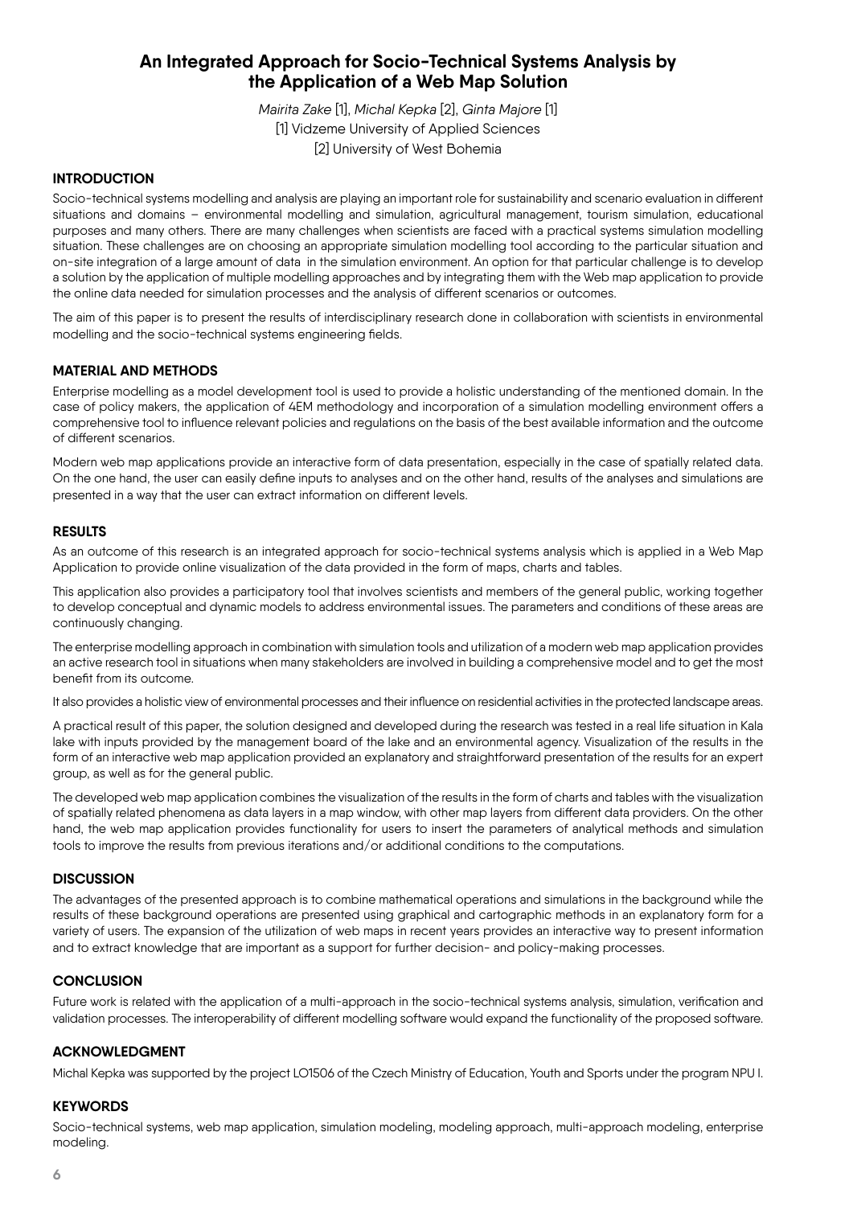# An Integrated Approach for Socio-Technical Systems Analysis by the Application of a Web Map Solution

*Mairita Zake* [1], *Michal Kepka* [2], *Ginta Majore* [1]

[1] Vidzeme University of Applied Sciences

[2] University of West Bohemia

## INTRODUCTION

Socio-technical systems modelling and analysis are playing an important role for sustainability and scenario evaluation in different situations and domains – environmental modelling and simulation, agricultural management, tourism simulation, educational purposes and many others. There are many challenges when scientists are faced with a practical systems simulation modelling situation. These challenges are on choosing an appropriate simulation modelling tool according to the particular situation and on-site integration of a large amount of data in the simulation environment. An option for that particular challenge is to develop a solution by the application of multiple modelling approaches and by integrating them with the Web map application to provide the online data needed for simulation processes and the analysis of different scenarios or outcomes.

The aim of this paper is to present the results of interdisciplinary research done in collaboration with scientists in environmental modelling and the socio-technical systems engineering fields.

## MATERIAL AND METHODS

Enterprise modelling as a model development tool is used to provide a holistic understanding of the mentioned domain. In the case of policy makers, the application of 4EM methodology and incorporation of a simulation modelling environment offers a comprehensive tool to influence relevant policies and regulations on the basis of the best available information and the outcome of different scenarios.

Modern web map applications provide an interactive form of data presentation, especially in the case of spatially related data. On the one hand, the user can easily define inputs to analyses and on the other hand, results of the analyses and simulations are presented in a way that the user can extract information on different levels.

## RESULTS

As an outcome of this research is an integrated approach for socio-technical systems analysis which is applied in a Web Map Application to provide online visualization of the data provided in the form of maps, charts and tables.

This application also provides a participatory tool that involves scientists and members of the general public, working together to develop conceptual and dynamic models to address environmental issues. The parameters and conditions of these areas are continuously changing.

The enterprise modelling approach in combination with simulation tools and utilization of a modern web map application provides an active research tool in situations when many stakeholders are involved in building a comprehensive model and to get the most benefit from its outcome.

It also provides a holistic view of environmental processes and their influence on residential activities in the protected landscape areas.

A practical result of this paper, the solution designed and developed during the research was tested in a real life situation in Kala lake with inputs provided by the management board of the lake and an environmental agency. Visualization of the results in the form of an interactive web map application provided an explanatory and straightforward presentation of the results for an expert group, as well as for the general public.

The developed web map application combines the visualization of the results in the form of charts and tables with the visualization of spatially related phenomena as data layers in a map window, with other map layers from different data providers. On the other hand, the web map application provides functionality for users to insert the parameters of analytical methods and simulation tools to improve the results from previous iterations and/or additional conditions to the computations.

## DISCUSSION

The advantages of the presented approach is to combine mathematical operations and simulations in the background while the results of these background operations are presented using graphical and cartographic methods in an explanatory form for a variety of users. The expansion of the utilization of web maps in recent years provides an interactive way to present information and to extract knowledge that are important as a support for further decision- and policy-making processes.

## CONCLUSION

Future work is related with the application of a multi-approach in the socio-technical systems analysis, simulation, verification and validation processes. The interoperability of different modelling software would expand the functionality of the proposed software.

## ACKNOWLEDGMENT

Michal Kepka was supported by the project LO1506 of the Czech Ministry of Education, Youth and Sports under the program NPU I.

## KEYWORDS

Socio-technical systems, web map application, simulation modeling, modeling approach, multi-approach modeling, enterprise modeling.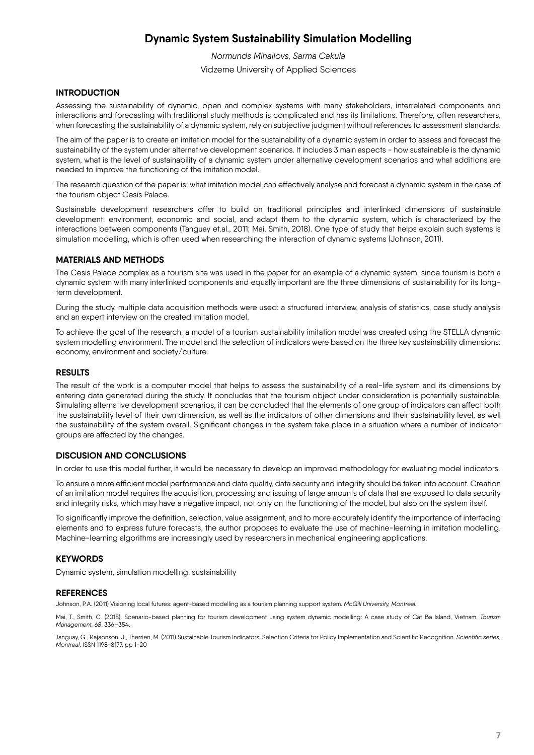# Dynamic System Sustainability Simulation Modelling

*Normunds Mihailovs, Sarma Cakula*

Vidzeme University of Applied Sciences

## INTRODUCTION

Assessing the sustainability of dynamic, open and complex systems with many stakeholders, interrelated components and interactions and forecasting with traditional study methods is complicated and has its limitations. Therefore, often researchers, when forecasting the sustainability of a dynamic system, rely on subjective judgment without references to assessment standards.

The aim of the paper is to create an imitation model for the sustainability of a dynamic system in order to assess and forecast the sustainability of the system under alternative development scenarios. It includes 3 main aspects - how sustainable is the dynamic system, what is the level of sustainability of a dynamic system under alternative development scenarios and what additions are needed to improve the functioning of the imitation model.

The research question of the paper is: what imitation model can effectively analyse and forecast a dynamic system in the case of the tourism object Cesis Palace.

Sustainable development researchers offer to build on traditional principles and interlinked dimensions of sustainable development: environment, economic and social, and adapt them to the dynamic system, which is characterized by the interactions between components (Tanguay et.al., 2011; Mai, Smith, 2018). One type of study that helps explain such systems is simulation modelling, which is often used when researching the interaction of dynamic systems (Johnson, 2011).

## MATERIALS AND METHODS

The Cesis Palace complex as a tourism site was used in the paper for an example of a dynamic system, since tourism is both a dynamic system with many interlinked components and equally important are the three dimensions of sustainability for its long-term development.

During the study, multiple data acquisition methods were used: a structured interview, analysis of statistics, case study analysis and an expert interview on the created imitation model.

To achieve the goal of the research, a model of a tourism sustainability imitation model was created using the STELLA dynamic system modelling environment. The model and the selection of indicators were based on the three key sustainability dimensions: economy, environment and society/culture.

## RESULTS

The result of the work is a computer model that helps to assess the sustainability of a real-life system and its dimensions by entering data generated during the study. It concludes that the tourism object under consideration is potentially sustainable. Simulating alternative development scenarios, it can be concluded that the elements of one group of indicators can affect both the sustainability level of their own dimension, as well as the indicators of other dimensions and their sustainability level, as well the sustainability of the system overall. Significant changes in the system take place in a situation where a number of indicator groups are affected by the changes.

## DISCUSION AND CONCLUSIONS

In order to use this model further, it would be necessary to develop an improved methodology for evaluating model indicators.

To ensure a more efficient model performance and data quality, data security and integrity should be taken into account. Creation of an imitation model requires the acquisition, processing and issuing of large amounts of data that are exposed to data security and integrity risks, which may have a negative impact, not only on the functioning of the model, but also on the system itself.

To significantly improve the definition, selection, value assignment, and to more accurately identify the importance of interfacing elements and to express future forecasts, the author proposes to evaluate the use of machine-learning in imitation modelling. Machine-learning algorithms are increasingly used by researchers in mechanical engineering applications.

## KEYWORDS

Dynamic system, simulation modelling, sustainability

## REFERENCES

Johnson, P.A. (2011) Visioning local futures: agent-based modelling as a tourism planning support system. *McGill University, Montreal.*

Mai, T., Smith, C. (2018). Scenario-based planning for tourism development using system dynamic modelling: A case study of Cat Ba Island, Vietnam. *Tourism Management*, *68*, 336–354.

Tanguay, G., Rajaonson, J., Therrien, M. (2011) Sustainable Tourism Indicators: Selection Criteria for Policy Implementation and Scientific Recognition. *Scientific series, Montreal.* ISSN 1198-8177, pp 1-20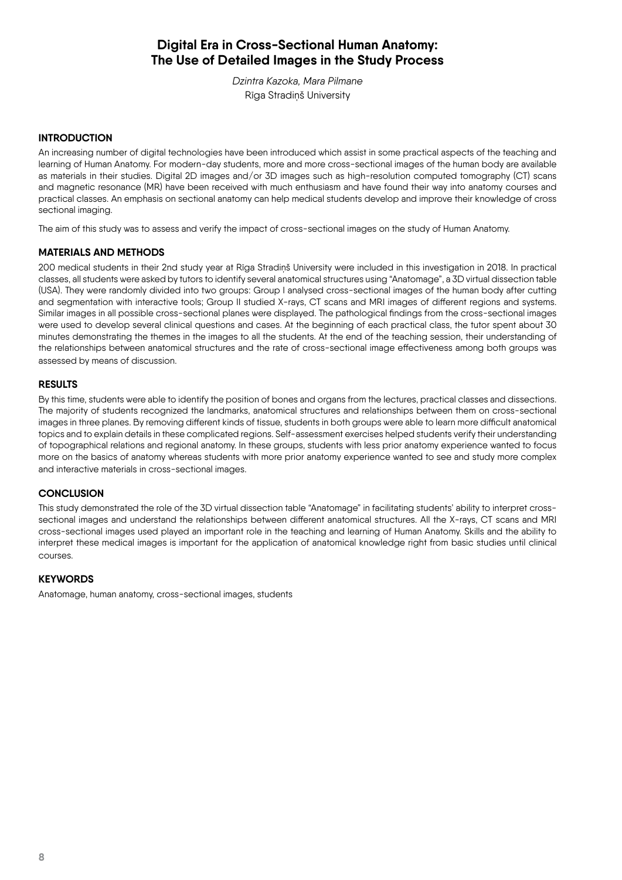# Digital Era in Cross-Sectional Human Anatomy: The Use of Detailed Images in the Study Process

*Dzintra Kazoka, Mara Pilmane*
Rīga Stradiņš University

## INTRODUCTION

An increasing number of digital technologies have been introduced which assist in some practical aspects of the teaching and learning of Human Anatomy. For modern-day students, more and more cross-sectional images of the human body are available as materials in their studies. Digital 2D images and/or 3D images such as high-resolution computed tomography (CT) scans and magnetic resonance (MR) have been received with much enthusiasm and have found their way into anatomy courses and practical classes. An emphasis on sectional anatomy can help medical students develop and improve their knowledge of cross sectional imaging.

The aim of this study was to assess and verify the impact of cross-sectional images on the study of Human Anatomy.

## MATERIALS AND METHODS

200 medical students in their 2nd study year at Rīga Stradiņš University were included in this investigation in 2018. In practical classes, all students were asked by tutors to identify several anatomical structures using "Anatomage", a 3D virtual dissection table (USA). They were randomly divided into two groups: Group I analysed cross-sectional images of the human body after cutting and segmentation with interactive tools; Group II studied X-rays, CT scans and MRI images of different regions and systems. Similar images in all possible cross-sectional planes were displayed. The pathological findings from the cross-sectional images were used to develop several clinical questions and cases. At the beginning of each practical class, the tutor spent about 30 minutes demonstrating the themes in the images to all the students. At the end of the teaching session, their understanding of the relationships between anatomical structures and the rate of cross-sectional image effectiveness among both groups was assessed by means of discussion.

## RESULTS

By this time, students were able to identify the position of bones and organs from the lectures, practical classes and dissections. The majority of students recognized the landmarks, anatomical structures and relationships between them on cross-sectional images in three planes. By removing different kinds of tissue, students in both groups were able to learn more difficult anatomical topics and to explain details in these complicated regions. Self-assessment exercises helped students verify their understanding of topographical relations and regional anatomy. In these groups, students with less prior anatomy experience wanted to focus more on the basics of anatomy whereas students with more prior anatomy experience wanted to see and study more complex and interactive materials in cross-sectional images.

## CONCLUSION

This study demonstrated the role of the 3D virtual dissection table "Anatomage" in facilitating students' ability to interpret cross-sectional images and understand the relationships between different anatomical structures. All the X-rays, CT scans and MRI cross-sectional images used played an important role in the teaching and learning of Human Anatomy. Skills and the ability to interpret these medical images is important for the application of anatomical knowledge right from basic studies until clinical courses.

## KEYWORDS

Anatomage, human anatomy, cross-sectional images, students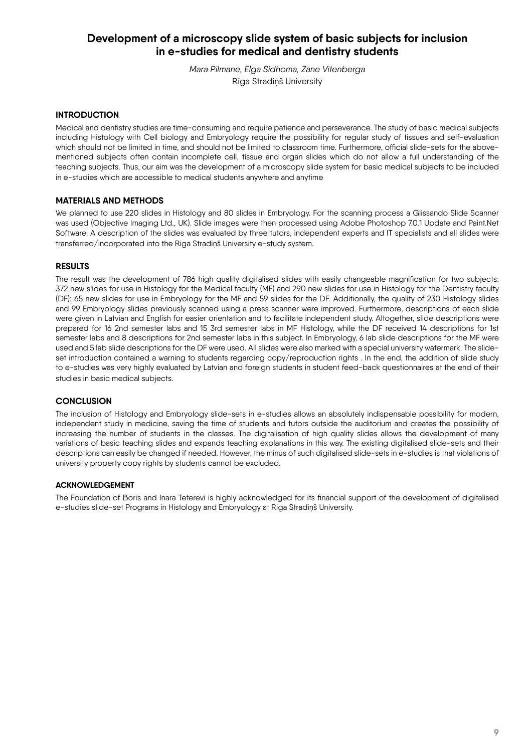# Development of a microscopy slide system of basic subjects for inclusion in e-studies for medical and dentistry students

*Mara Pilmane, Elga Sidhoma, Zane Vitenberga*

Rīga Stradiņš University

## INTRODUCTION

Medical and dentistry studies are time-consuming and require patience and perseverance. The study of basic medical subjects including Histology with Cell biology and Embryology require the possibility for regular study of tissues and self-evaluation which should not be limited in time, and should not be limited to classroom time. Furthermore, official slide-sets for the above-mentioned subjects often contain incomplete cell, tissue and organ slides which do not allow a full understanding of the teaching subjects. Thus, our aim was the development of a microscopy slide system for basic medical subjects to be included in e-studies which are accessible to medical students anywhere and anytime

## MATERIALS AND METHODS

We planned to use 220 slides in Histology and 80 slides in Embryology. For the scanning process a Glissando Slide Scanner was used (Objective Imaging Ltd., UK). Slide images were then processed using Adobe Photoshop 7.0.1 Update and Paint.Net Software. A description of the slides was evaluated by three tutors, independent experts and IT specialists and all slides were transferred/incorporated into the Riga Stradiņš University e-study system.

## RESULTS

The result was the development of 786 high quality digitalised slides with easily changeable magnification for two subjects: 372 new slides for use in Histology for the Medical faculty (MF) and 290 new slides for use in Histology for the Dentistry faculty (DF); 65 new slides for use in Embryology for the MF and 59 slides for the DF. Additionally, the quality of 230 Histology slides and 99 Embryology slides previously scanned using a press scanner were improved. Furthermore, descriptions of each slide were given in Latvian and English for easier orientation and to facilitate independent study. Altogether, slide descriptions were prepared for 16 2nd semester labs and 15 3rd semester labs in MF Histology, while the DF received 14 descriptions for 1st semester labs and 8 descriptions for 2nd semester labs in this subject. In Embryology, 6 lab slide descriptions for the MF were used and 5 lab slide descriptions for the DF were used. All slides were also marked with a special university watermark. The slide-set introduction contained a warning to students regarding copy/reproduction rights . In the end, the addition of slide study to e-studies was very highly evaluated by Latvian and foreign students in student feed-back questionnaires at the end of their studies in basic medical subjects.

## CONCLUSION

The inclusion of Histology and Embryology slide-sets in e-studies allows an absolutely indispensable possibility for modern, independent study in medicine, saving the time of students and tutors outside the auditorium and creates the possibility of increasing the number of students in the classes. The digitalisation of high quality slides allows the development of many variations of basic teaching slides and expands teaching explanations in this way. The existing digitalised slide-sets and their descriptions can easily be changed if needed. However, the minus of such digitalised slide-sets in e-studies is that violations of university property copy rights by students cannot be excluded.

### ACKNOWLEDGEMENT

The Foundation of Boris and Inara Teterevi is highly acknowledged for its financial support of the development of digitalised e-studies slide-set Programs in Histology and Embryology at Riga Stradiņš University.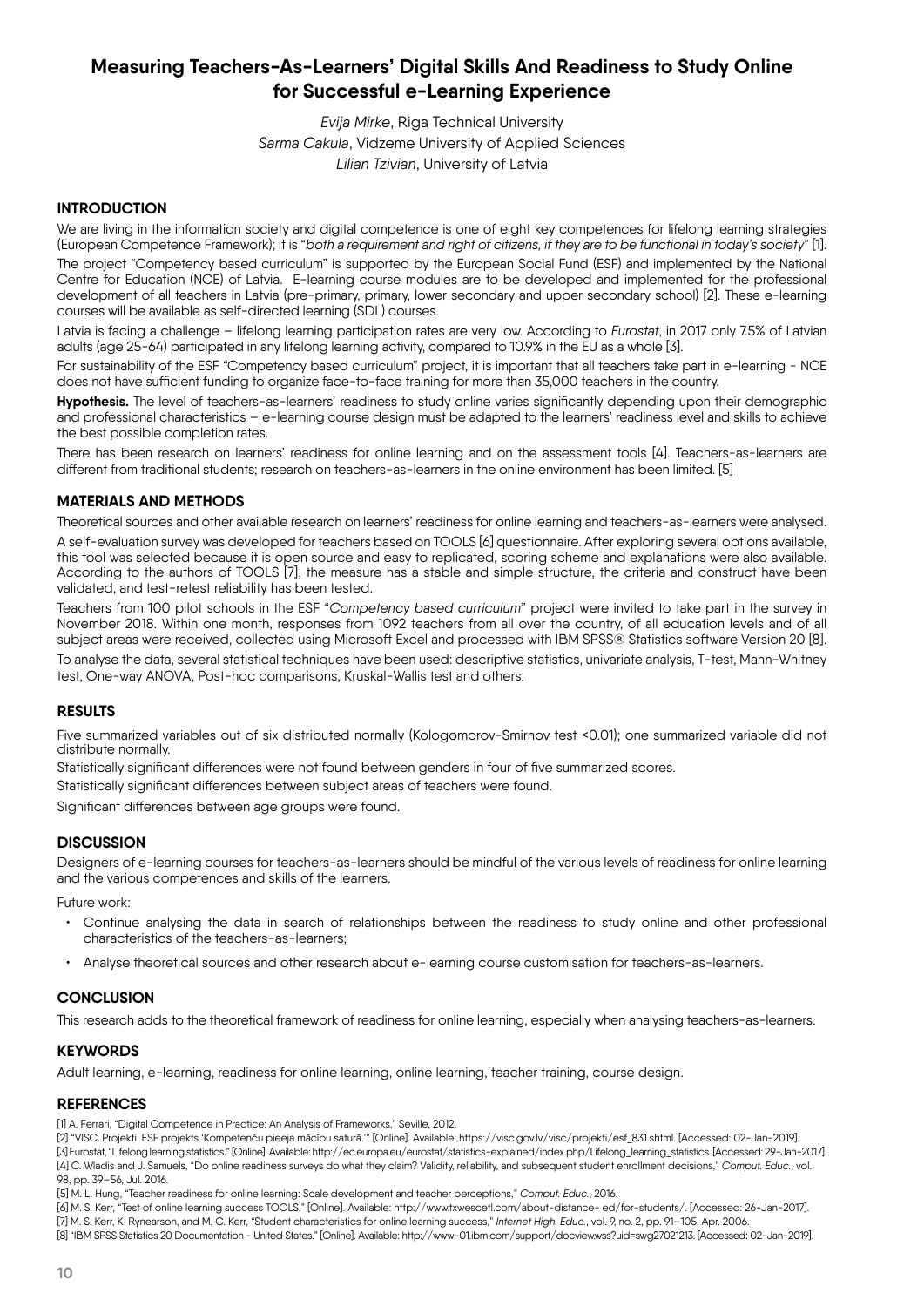# Measuring Teachers-As-Learners' Digital Skills And Readiness to Study Online for Successful e-Learning Experience

*Evija Mirke*, Riga Technical University
*Sarma Cakula*, Vidzeme University of Applied Sciences
*Lilian Tzivian*, University of Latvia

## INTRODUCTION

We are living in the information society and digital competence is one of eight key competences for lifelong learning strategies (European Competence Framework); it is "*both a requirement and right of citizens, if they are to be functional in today's society*" [1].

The project "Competency based curriculum" is supported by the European Social Fund (ESF) and implemented by the National Centre for Education (NCE) of Latvia. E-learning course modules are to be developed and implemented for the professional development of all teachers in Latvia (pre-primary, primary, lower secondary and upper secondary school) [2]. These e-learning courses will be available as self-directed learning (SDL) courses.

Latvia is facing a challenge – lifelong learning participation rates are very low. According to *Eurostat*, in 2017 only 7.5% of Latvian adults (age 25-64) participated in any lifelong learning activity, compared to 10.9% in the EU as a whole [3].

For sustainability of the ESF "Competency based curriculum" project, it is important that all teachers take part in e-learning - NCE does not have sufficient funding to organize face-to-face training for more than 35,000 teachers in the country.

**Hypothesis.** The level of teachers-as-learners' readiness to study online varies significantly depending upon their demographic and professional characteristics – e-learning course design must be adapted to the learners' readiness level and skills to achieve the best possible completion rates.

There has been research on learners' readiness for online learning and on the assessment tools [4]. Teachers-as-learners are different from traditional students; research on teachers-as-learners in the online environment has been limited. [5]

## MATERIALS AND METHODS

Theoretical sources and other available research on learners' readiness for online learning and teachers-as-learners were analysed.

A self-evaluation survey was developed for teachers based on TOOLS [6] questionnaire. After exploring several options available, this tool was selected because it is open source and easy to replicated, scoring scheme and explanations were also available. According to the authors of TOOLS [7], the measure has a stable and simple structure, the criteria and construct have been validated, and test-retest reliability has been tested.

Teachers from 100 pilot schools in the ESF "*Competency based curriculum*" project were invited to take part in the survey in November 2018. Within one month, responses from 1092 teachers from all over the country, of all education levels and of all subject areas were received, collected using Microsoft Excel and processed with IBM SPSS® Statistics software Version 20 [8].

To analyse the data, several statistical techniques have been used: descriptive statistics, univariate analysis, T-test, Mann-Whitney test, One-way ANOVA, Post-hoc comparisons, Kruskal-Wallis test and others.

## RESULTS

Five summarized variables out of six distributed normally (Kologomorov-Smirnov test <0.01); one summarized variable did not distribute normally.

Statistically significant differences were not found between genders in four of five summarized scores.

Statistically significant differences between subject areas of teachers were found.

Significant differences between age groups were found.

## DISCUSSION

Designers of e-learning courses for teachers-as-learners should be mindful of the various levels of readiness for online learning and the various competences and skills of the learners.

Future work:

- Continue analysing the data in search of relationships between the readiness to study online and other professional characteristics of the teachers-as-learners;
- Analyse theoretical sources and other research about e-learning course customisation for teachers-as-learners.

## CONCLUSION

This research adds to the theoretical framework of readiness for online learning, especially when analysing teachers-as-learners.

## KEYWORDS

Adult learning, e-learning, readiness for online learning, online learning, teacher training, course design.

## REFERENCES

[1] A. Ferrari, "Digital Competence in Practice: An Analysis of Frameworks," Seville, 2012.

[2] "VISC. Projekti. ESF projekts 'Kompetenču pieeja mācību saturā.'" [Online]. Available: https://visc.gov.lv/visc/projekti/esf_831.shtml. [Accessed: 02-Jan-2019].

[3] Eurostat, "Lifelong learning statistics." [Online]. Available: http://ec.europa.eu/eurostat/statistics-explained/index.php/Lifelong_learning_statistics. [Accessed: 29-Jan-2017].

[4] C. Wladis and J. Samuels, "Do online readiness surveys do what they claim? Validity, reliability, and subsequent student enrollment decisions," *Comput. Educ.*, vol. 98, pp. 39–56, Jul. 2016.

[5] M. L. Hung, "Teacher readiness for online learning: Scale development and teacher perceptions," *Comput. Educ.*, 2016.

[6] M. S. Kerr, "Test of online learning success TOOLS." [Online]. Available: http://www.txwescetl.com/about-distance- ed/for-students/. [Accessed: 26-Jan-2017].

[7] M. S. Kerr, K. Rynearson, and M. C. Kerr, "Student characteristics for online learning success," *Internet High. Educ.*, vol. 9, no. 2, pp. 91–105, Apr. 2006.

[8] "IBM SPSS Statistics 20 Documentation - United States." [Online]. Available: http://www-01.ibm.com/support/docview.wss?uid=swg27021213. [Accessed: 02-Jan-2019].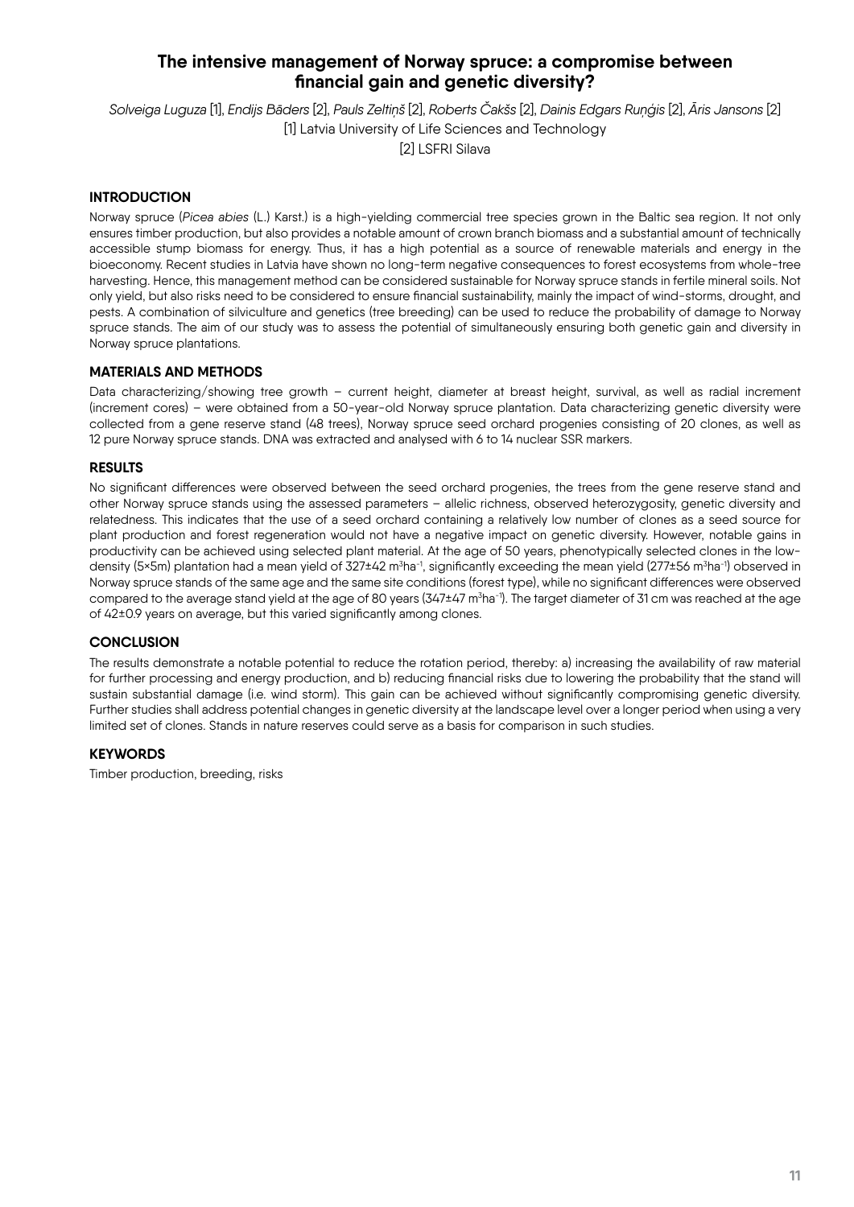# The intensive management of Norway spruce: a compromise between financial gain and genetic diversity?

*Solveiga Luguza* [1], *Endijs Bāders* [2], *Pauls Zeltiņš* [2], *Roberts Čakšs* [2], *Dainis Edgars Ruņģis* [2], *Āris Jansons* [2]

[1] Latvia University of Life Sciences and Technology

[2] LSFRI Silava

## INTRODUCTION

Norway spruce (*Picea abies* (L.) Karst.) is a high-yielding commercial tree species grown in the Baltic sea region. It not only ensures timber production, but also provides a notable amount of crown branch biomass and a substantial amount of technically accessible stump biomass for energy. Thus, it has a high potential as a source of renewable materials and energy in the bioeconomy. Recent studies in Latvia have shown no long-term negative consequences to forest ecosystems from whole-tree harvesting. Hence, this management method can be considered sustainable for Norway spruce stands in fertile mineral soils. Not only yield, but also risks need to be considered to ensure financial sustainability, mainly the impact of wind-storms, drought, and pests. A combination of silviculture and genetics (tree breeding) can be used to reduce the probability of damage to Norway spruce stands. The aim of our study was to assess the potential of simultaneously ensuring both genetic gain and diversity in Norway spruce plantations.

## MATERIALS AND METHODS

Data characterizing/showing tree growth – current height, diameter at breast height, survival, as well as radial increment (increment cores) – were obtained from a 50-year-old Norway spruce plantation. Data characterizing genetic diversity were collected from a gene reserve stand (48 trees), Norway spruce seed orchard progenies consisting of 20 clones, as well as 12 pure Norway spruce stands. DNA was extracted and analysed with 6 to 14 nuclear SSR markers.

## RESULTS

No significant differences were observed between the seed orchard progenies, the trees from the gene reserve stand and other Norway spruce stands using the assessed parameters – allelic richness, observed heterozygosity, genetic diversity and relatedness. This indicates that the use of a seed orchard containing a relatively low number of clones as a seed source for plant production and forest regeneration would not have a negative impact on genetic diversity. However, notable gains in productivity can be achieved using selected plant material. At the age of 50 years, phenotypically selected clones in the low-density (5×5m) plantation had a mean yield of 327±42 $m^3ha^{-1}$, significantly exceeding the mean yield (277±56 $m^3ha^{-1}$) observed in Norway spruce stands of the same age and the same site conditions (forest type), while no significant differences were observed compared to the average stand yield at the age of 80 years (347±47 $m^3ha^{-1}$). The target diameter of 31 cm was reached at the age of 42±0.9 years on average, but this varied significantly among clones.

## CONCLUSION

The results demonstrate a notable potential to reduce the rotation period, thereby: a) increasing the availability of raw material for further processing and energy production, and b) reducing financial risks due to lowering the probability that the stand will sustain substantial damage (i.e. wind storm). This gain can be achieved without significantly compromising genetic diversity. Further studies shall address potential changes in genetic diversity at the landscape level over a longer period when using a very limited set of clones. Stands in nature reserves could serve as a basis for comparison in such studies.

## KEYWORDS

Timber production, breeding, risks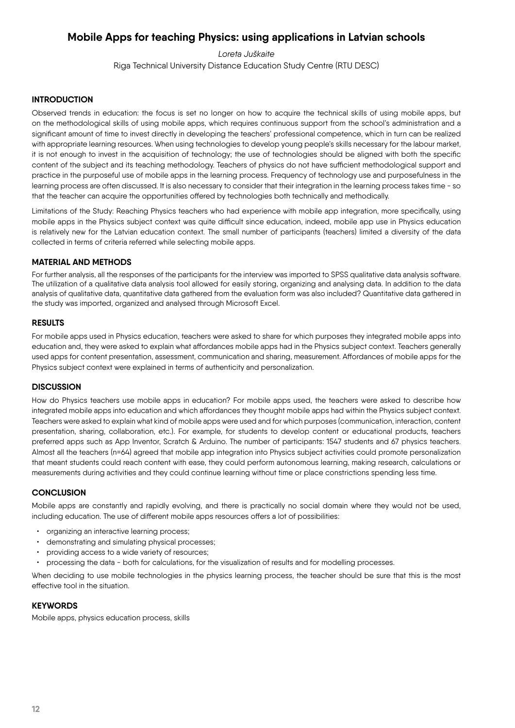# Mobile Apps for teaching Physics: using applications in Latvian schools

*Loreta Juškaite*

Riga Technical University Distance Education Study Centre (RTU DESC)

## INTRODUCTION

Observed trends in education: the focus is set no longer on how to acquire the technical skills of using mobile apps, but on the methodological skills of using mobile apps, which requires continuous support from the school's administration and a significant amount of time to invest directly in developing the teachers' professional competence, which in turn can be realized with appropriate learning resources. When using technologies to develop young people's skills necessary for the labour market, it is not enough to invest in the acquisition of technology; the use of technologies should be aligned with both the specific content of the subject and its teaching methodology. Teachers of physics do not have sufficient methodological support and practice in the purposeful use of mobile apps in the learning process. Frequency of technology use and purposefulness in the learning process are often discussed. It is also necessary to consider that their integration in the learning process takes time - so that the teacher can acquire the opportunities offered by technologies both technically and methodically.

Limitations of the Study: Reaching Physics teachers who had experience with mobile app integration, more specifically, using mobile apps in the Physics subject context was quite difficult since education, indeed, mobile app use in Physics education is relatively new for the Latvian education context. The small number of participants (teachers) limited a diversity of the data collected in terms of criteria referred while selecting mobile apps.

## MATERIAL AND METHODS

For further analysis, all the responses of the participants for the interview was imported to SPSS qualitative data analysis software. The utilization of a qualitative data analysis tool allowed for easily storing, organizing and analysing data. In addition to the data analysis of qualitative data, quantitative data gathered from the evaluation form was also included? Quantitative data gathered in the study was imported, organized and analysed through Microsoft Excel.

## RESULTS

For mobile apps used in Physics education, teachers were asked to share for which purposes they integrated mobile apps into education and, they were asked to explain what affordances mobile apps had in the Physics subject context. Teachers generally used apps for content presentation, assessment, communication and sharing, measurement. Affordances of mobile apps for the Physics subject context were explained in terms of authenticity and personalization.

## DISCUSSION

How do Physics teachers use mobile apps in education? For mobile apps used, the teachers were asked to describe how integrated mobile apps into education and which affordances they thought mobile apps had within the Physics subject context. Teachers were asked to explain what kind of mobile apps were used and for which purposes (communication, interaction, content presentation, sharing, collaboration, etc.). For example, for students to develop content or educational products, teachers preferred apps such as App Inventor, Scratch & Arduino. The number of participants: 1547 students and 67 physics teachers. Almost all the teachers (n=64) agreed that mobile app integration into Physics subject activities could promote personalization that meant students could reach content with ease, they could perform autonomous learning, making research, calculations or measurements during activities and they could continue learning without time or place constrictions spending less time.

## CONCLUSION

Mobile apps are constantly and rapidly evolving, and there is practically no social domain where they would not be used, including education. The use of different mobile apps resources offers a lot of possibilities:

- organizing an interactive learning process;
- demonstrating and simulating physical processes;
- providing access to a wide variety of resources;
- processing the data - both for calculations, for the visualization of results and for modelling processes.

When deciding to use mobile technologies in the physics learning process, the teacher should be sure that this is the most effective tool in the situation.

## KEYWORDS

Mobile apps, physics education process, skills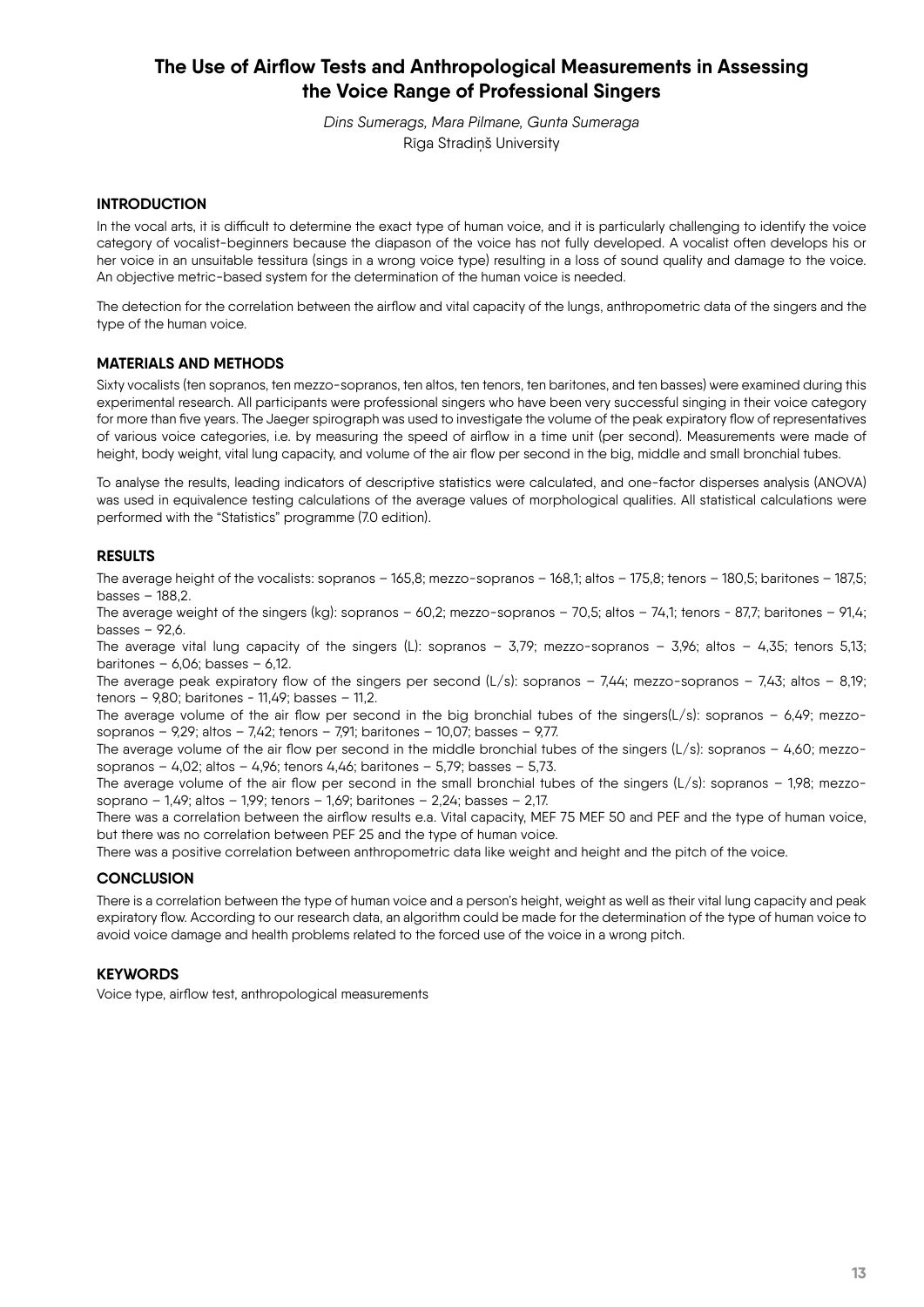# The Use of Airflow Tests and Anthropological Measurements in Assessing the Voice Range of Professional Singers

*Dins Sumerags, Mara Pilmane, Gunta Sumeraga*

Rīga Stradiņš University

## INTRODUCTION

In the vocal arts, it is difficult to determine the exact type of human voice, and it is particularly challenging to identify the voice category of vocalist-beginners because the diapason of the voice has not fully developed. A vocalist often develops his or her voice in an unsuitable tessitura (sings in a wrong voice type) resulting in a loss of sound quality and damage to the voice. An objective metric-based system for the determination of the human voice is needed.

The detection for the correlation between the airflow and vital capacity of the lungs, anthropometric data of the singers and the type of the human voice.

## MATERIALS AND METHODS

Sixty vocalists (ten sopranos, ten mezzo-sopranos, ten altos, ten tenors, ten baritones, and ten basses) were examined during this experimental research. All participants were professional singers who have been very successful singing in their voice category for more than five years. The Jaeger spirograph was used to investigate the volume of the peak expiratory flow of representatives of various voice categories, i.e. by measuring the speed of airflow in a time unit (per second). Measurements were made of height, body weight, vital lung capacity, and volume of the air flow per second in the big, middle and small bronchial tubes.

To analyse the results, leading indicators of descriptive statistics were calculated, and one-factor disperses analysis (ANOVA) was used in equivalence testing calculations of the average values of morphological qualities. All statistical calculations were performed with the "Statistics" programme (7.0 edition).

## RESULTS

The average height of the vocalists: sopranos – 165,8; mezzo-sopranos – 168,1; altos – 175,8; tenors – 180,5; baritones – 187,5; basses – 188,2.

The average weight of the singers (kg): sopranos – 60,2; mezzo-sopranos – 70,5; altos – 74,1; tenors - 87,7; baritones – 91,4; basses – 92,6.

The average vital lung capacity of the singers (L): sopranos – 3,79; mezzo-sopranos – 3,96; altos – 4,35; tenors 5,13; baritones – 6,06; basses – 6,12.

The average peak expiratory flow of the singers per second (L/s): sopranos – 7,44; mezzo-sopranos – 7,43; altos – 8,19; tenors – 9,80; baritones - 11,49; basses – 11,2.

The average volume of the air flow per second in the big bronchial tubes of the singers(L/s): sopranos – 6,49; mezzo-sopranos – 9,29; altos – 7,42; tenors – 7,91; baritones – 10,07; basses – 9,77.

The average volume of the air flow per second in the middle bronchial tubes of the singers (L/s): sopranos – 4,60; mezzo-sopranos – 4,02; altos – 4,96; tenors 4,46; baritones – 5,79; basses – 5,73.

The average volume of the air flow per second in the small bronchial tubes of the singers (L/s): sopranos – 1,98; mezzo-soprano – 1,49; altos – 1,99; tenors – 1,69; baritones – 2,24; basses – 2,17.

There was a correlation between the airflow results e.a. Vital capacity, MEF 75 MEF 50 and PEF and the type of human voice, but there was no correlation between PEF 25 and the type of human voice.

There was a positive correlation between anthropometric data like weight and height and the pitch of the voice.

## CONCLUSION

There is a correlation between the type of human voice and a person's height, weight as well as their vital lung capacity and peak expiratory flow. According to our research data, an algorithm could be made for the determination of the type of human voice to avoid voice damage and health problems related to the forced use of the voice in a wrong pitch.

## KEYWORDS

Voice type, airflow test, anthropological measurements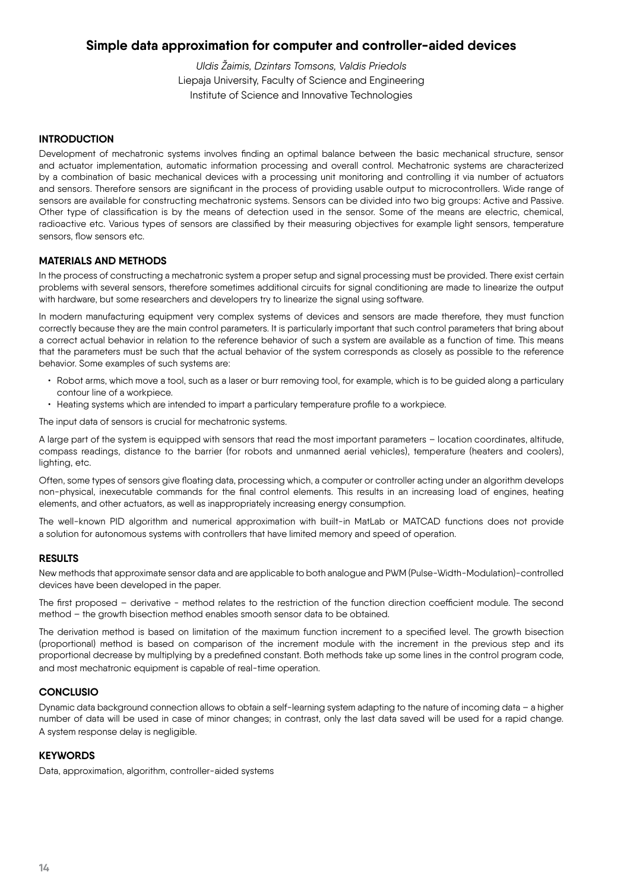# Simple data approximation for computer and controller-aided devices

*Uldis Žaimis, Dzintars Tomsons, Valdis Priedols*
Liepaja University, Faculty of Science and Engineering
Institute of Science and Innovative Technologies

## INTRODUCTION

Development of mechatronic systems involves finding an optimal balance between the basic mechanical structure, sensor and actuator implementation, automatic information processing and overall control. Mechatronic systems are characterized by a combination of basic mechanical devices with a processing unit monitoring and controlling it via number of actuators and sensors. Therefore sensors are significant in the process of providing usable output to microcontrollers. Wide range of sensors are available for constructing mechatronic systems. Sensors can be divided into two big groups: Active and Passive. Other type of classification is by the means of detection used in the sensor. Some of the means are electric, chemical, radioactive etc. Various types of sensors are classified by their measuring objectives for example light sensors, temperature sensors, flow sensors etc.

## MATERIALS AND METHODS

In the process of constructing a mechatronic system a proper setup and signal processing must be provided. There exist certain problems with several sensors, therefore sometimes additional circuits for signal conditioning are made to linearize the output with hardware, but some researchers and developers try to linearize the signal using software.

In modern manufacturing equipment very complex systems of devices and sensors are made therefore, they must function correctly because they are the main control parameters. It is particularly important that such control parameters that bring about a correct actual behavior in relation to the reference behavior of such a system are available as a function of time. This means that the parameters must be such that the actual behavior of the system corresponds as closely as possible to the reference behavior. Some examples of such systems are:

- Robot arms, which move a tool, such as a laser or burr removing tool, for example, which is to be guided along a particulary contour line of a workpiece.
- Heating systems which are intended to impart a particulary temperature profile to a workpiece.

The input data of sensors is crucial for mechatronic systems.

A large part of the system is equipped with sensors that read the most important parameters – location coordinates, altitude, compass readings, distance to the barrier (for robots and unmanned aerial vehicles), temperature (heaters and coolers), lighting, etc.

Often, some types of sensors give floating data, processing which, a computer or controller acting under an algorithm develops non-physical, inexecutable commands for the final control elements. This results in an increasing load of engines, heating elements, and other actuators, as well as inappropriately increasing energy consumption.

The well-known PID algorithm and numerical approximation with built-in MatLab or MATCAD functions does not provide a solution for autonomous systems with controllers that have limited memory and speed of operation.

## RESULTS

New methods that approximate sensor data and are applicable to both analogue and PWM (Pulse-Width-Modulation)-controlled devices have been developed in the paper.

The first proposed – derivative - method relates to the restriction of the function direction coefficient module. The second method – the growth bisection method enables smooth sensor data to be obtained.

The derivation method is based on limitation of the maximum function increment to a specified level. The growth bisection (proportional) method is based on comparison of the increment module with the increment in the previous step and its proportional decrease by multiplying by a predefined constant. Both methods take up some lines in the control program code, and most mechatronic equipment is capable of real-time operation.

## CONCLUSIO

Dynamic data background connection allows to obtain a self-learning system adapting to the nature of incoming data – a higher number of data will be used in case of minor changes; in contrast, only the last data saved will be used for a rapid change. A system response delay is negligible.

## KEYWORDS

Data, approximation, algorithm, controller-aided systems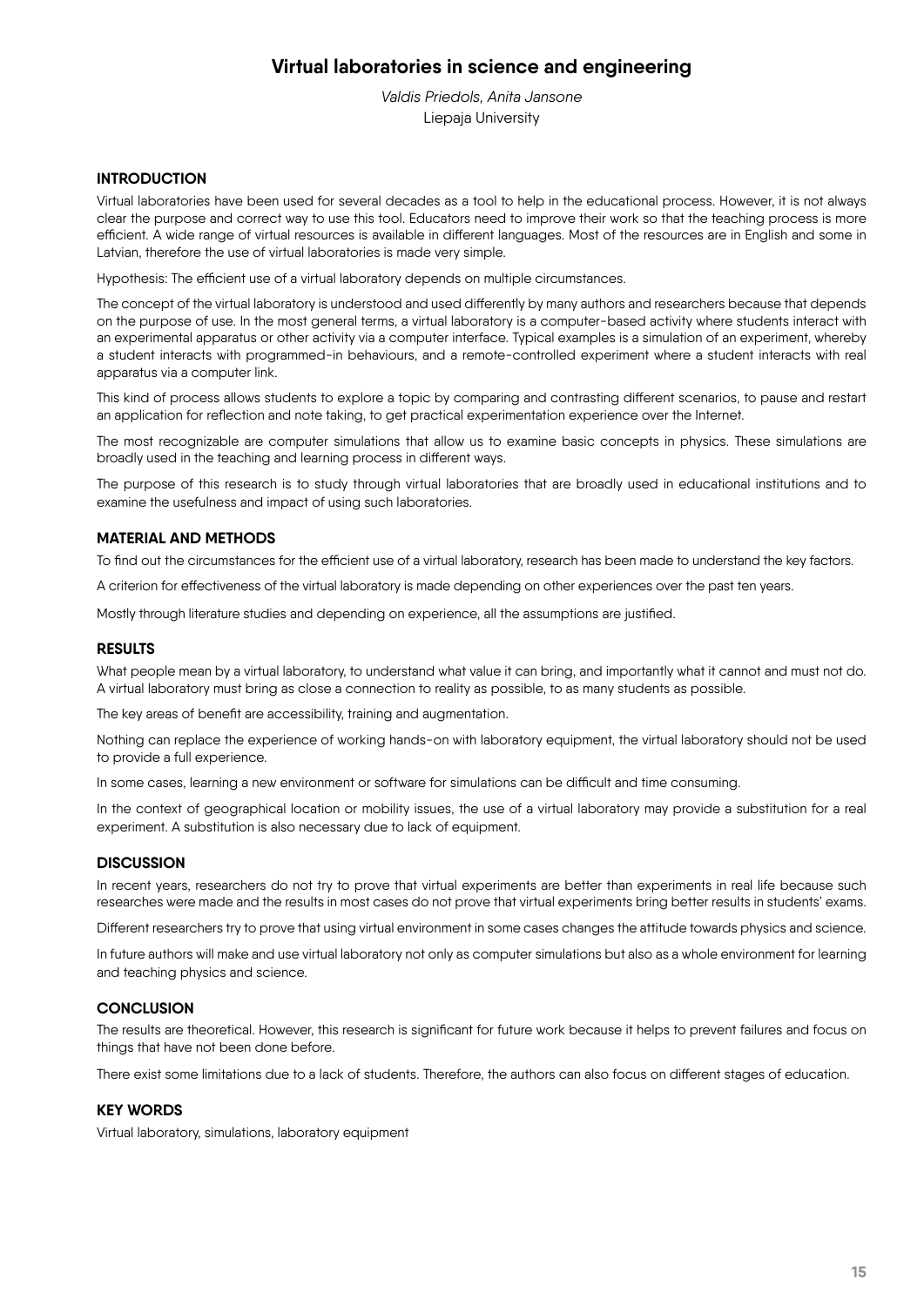# Virtual laboratories in science and engineering

*Valdis Priedols, Anita Jansone*

Liepaja University

## INTRODUCTION

Virtual laboratories have been used for several decades as a tool to help in the educational process. However, it is not always clear the purpose and correct way to use this tool. Educators need to improve their work so that the teaching process is more efficient. A wide range of virtual resources is available in different languages. Most of the resources are in English and some in Latvian, therefore the use of virtual laboratories is made very simple.

Hypothesis: The efficient use of a virtual laboratory depends on multiple circumstances.

The concept of the virtual laboratory is understood and used differently by many authors and researchers because that depends on the purpose of use. In the most general terms, a virtual laboratory is a computer-based activity where students interact with an experimental apparatus or other activity via a computer interface. Typical examples is a simulation of an experiment, whereby a student interacts with programmed-in behaviours, and a remote-controlled experiment where a student interacts with real apparatus via a computer link.

This kind of process allows students to explore a topic by comparing and contrasting different scenarios, to pause and restart an application for reflection and note taking, to get practical experimentation experience over the Internet.

The most recognizable are computer simulations that allow us to examine basic concepts in physics. These simulations are broadly used in the teaching and learning process in different ways.

The purpose of this research is to study through virtual laboratories that are broadly used in educational institutions and to examine the usefulness and impact of using such laboratories.

## MATERIAL AND METHODS

To find out the circumstances for the efficient use of a virtual laboratory, research has been made to understand the key factors.

A criterion for effectiveness of the virtual laboratory is made depending on other experiences over the past ten years.

Mostly through literature studies and depending on experience, all the assumptions are justified.

## RESULTS

What people mean by a virtual laboratory, to understand what value it can bring, and importantly what it cannot and must not do. A virtual laboratory must bring as close a connection to reality as possible, to as many students as possible.

The key areas of benefit are accessibility, training and augmentation.

Nothing can replace the experience of working hands-on with laboratory equipment, the virtual laboratory should not be used to provide a full experience.

In some cases, learning a new environment or software for simulations can be difficult and time consuming.

In the context of geographical location or mobility issues, the use of a virtual laboratory may provide a substitution for a real experiment. A substitution is also necessary due to lack of equipment.

## DISCUSSION

In recent years, researchers do not try to prove that virtual experiments are better than experiments in real life because such researches were made and the results in most cases do not prove that virtual experiments bring better results in students' exams.

Different researchers try to prove that using virtual environment in some cases changes the attitude towards physics and science.

In future authors will make and use virtual laboratory not only as computer simulations but also as a whole environment for learning and teaching physics and science.

## CONCLUSION

The results are theoretical. However, this research is significant for future work because it helps to prevent failures and focus on things that have not been done before.

There exist some limitations due to a lack of students. Therefore, the authors can also focus on different stages of education.

## KEY WORDS

Virtual laboratory, simulations, laboratory equipment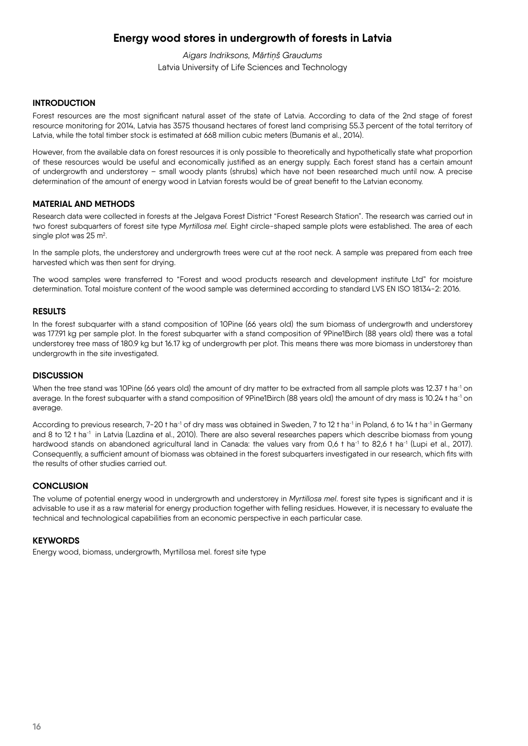# Energy wood stores in undergrowth of forests in Latvia

*Aigars Indriksons, Mārtiņš Graudums*
Latvia University of Life Sciences and Technology

## INTRODUCTION

Forest resources are the most significant natural asset of the state of Latvia. According to data of the 2nd stage of forest resource monitoring for 2014, Latvia has 3575 thousand hectares of forest land comprising 55.3 percent of the total territory of Latvia, while the total timber stock is estimated at 668 million cubic meters (Bumanis et al., 2014).

However, from the available data on forest resources it is only possible to theoretically and hypothetically state what proportion of these resources would be useful and economically justified as an energy supply. Each forest stand has a certain amount of undergrowth and understorey – small woody plants (shrubs) which have not been researched much until now. A precise determination of the amount of energy wood in Latvian forests would be of great benefit to the Latvian economy.

## MATERIAL AND METHODS

Research data were collected in forests at the Jelgava Forest District "Forest Research Station". The research was carried out in two forest subquarters of forest site type *Myrtillosa mel.* Eight circle-shaped sample plots were established. The area of each single plot was 25 $m^2$.

In the sample plots, the understorey and undergrowth trees were cut at the root neck. A sample was prepared from each tree harvested which was then sent for drying.

The wood samples were transferred to "Forest and wood products research and development institute Ltd" for moisture determination. Total moisture content of the wood sample was determined according to standard LVS EN ISO 18134-2: 2016.

## RESULTS

In the forest subquarter with a stand composition of 10Pine (66 years old) the sum biomass of undergrowth and understorey was 177.91 kg per sample plot. In the forest subquarter with a stand composition of 9Pine1Birch (88 years old) there was a total understorey tree mass of 180.9 kg but 16.17 kg of undergrowth per plot. This means there was more biomass in understorey than undergrowth in the site investigated.

## DISCUSSION

When the tree stand was 10Pine (66 years old) the amount of dry matter to be extracted from all sample plots was 12.37 t $ha^{-1}$ on average. In the forest subquarter with a stand composition of 9Pine1Birch (88 years old) the amount of dry mass is 10.24 t $ha^{-1}$ on average.

According to previous research, 7-20 t $ha^{-1}$ of dry mass was obtained in Sweden, 7 to 12 t $ha^{-1}$ in Poland, 6 to 14 t $ha^{-1}$ in Germany and 8 to 12 t $ha^{-1}$ in Latvia (Lazdina et al., 2010). There are also several researches papers which describe biomass from young hardwood stands on abandoned agricultural land in Canada: the values vary from 0,6 t $ha^{-1}$ to 82,6 t $ha^{-1}$ (Lupi et al., 2017). Consequently, a sufficient amount of biomass was obtained in the forest subquarters investigated in our research, which fits with the results of other studies carried out.

## CONCLUSION

The volume of potential energy wood in undergrowth and understorey in *Myrtillosa mel*. forest site types is significant and it is advisable to use it as a raw material for energy production together with felling residues. However, it is necessary to evaluate the technical and technological capabilities from an economic perspective in each particular case.

## KEYWORDS

Energy wood, biomass, undergrowth, Myrtillosa mel. forest site type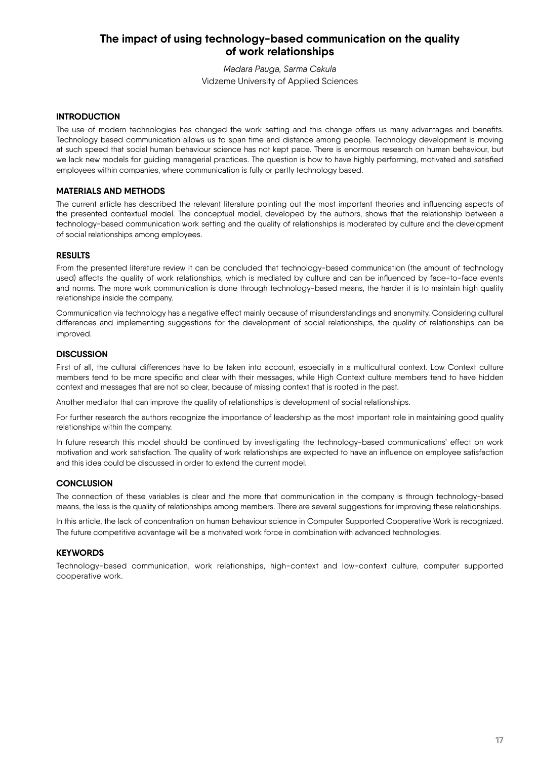# The impact of using technology-based communication on the quality of work relationships

*Madara Pauga, Sarma Cakula*
Vidzeme University of Applied Sciences

## INTRODUCTION

The use of modern technologies has changed the work setting and this change offers us many advantages and benefits. Technology based communication allows us to span time and distance among people. Technology development is moving at such speed that social human behaviour science has not kept pace. There is enormous research on human behaviour, but we lack new models for guiding managerial practices. The question is how to have highly performing, motivated and satisfied employees within companies, where communication is fully or partly technology based.

## MATERIALS AND METHODS

The current article has described the relevant literature pointing out the most important theories and influencing aspects of the presented contextual model. The conceptual model, developed by the authors, shows that the relationship between a technology-based communication work setting and the quality of relationships is moderated by culture and the development of social relationships among employees.

## RESULTS

From the presented literature review it can be concluded that technology-based communication (the amount of technology used) affects the quality of work relationships, which is mediated by culture and can be influenced by face-to-face events and norms. The more work communication is done through technology-based means, the harder it is to maintain high quality relationships inside the company.

Communication via technology has a negative effect mainly because of misunderstandings and anonymity. Considering cultural differences and implementing suggestions for the development of social relationships, the quality of relationships can be improved.

## DISCUSSION

First of all, the cultural differences have to be taken into account, especially in a multicultural context. Low Context culture members tend to be more specific and clear with their messages, while High Context culture members tend to have hidden context and messages that are not so clear, because of missing context that is rooted in the past.

Another mediator that can improve the quality of relationships is development of social relationships.

For further research the authors recognize the importance of leadership as the most important role in maintaining good quality relationships within the company.

In future research this model should be continued by investigating the technology-based communications' effect on work motivation and work satisfaction. The quality of work relationships are expected to have an influence on employee satisfaction and this idea could be discussed in order to extend the current model.

## CONCLUSION

The connection of these variables is clear and the more that communication in the company is through technology-based means, the less is the quality of relationships among members. There are several suggestions for improving these relationships.

In this article, the lack of concentration on human behaviour science in Computer Supported Cooperative Work is recognized. The future competitive advantage will be a motivated work force in combination with advanced technologies.

## KEYWORDS

Technology-based communication, work relationships, high-context and low-context culture, computer supported cooperative work.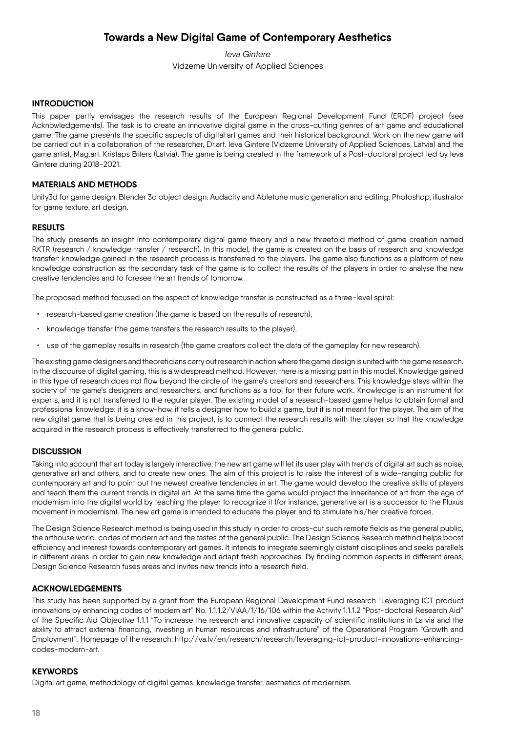# Towards a New Digital Game of Contemporary Aesthetics

*Ieva Gintere*
Vidzeme University of Applied Sciences

## INTRODUCTION

This paper partly envisages the research results of the European Regional Development Fund (ERDF) project (see Acknowledgements). The task is to create an innovative digital game in the cross-cutting genres of art game and educational game. The game presents the specific aspects of digital art games and their historical background. Work on the new game will be carried out in a collaboration of the researcher, Dr.art. Ieva Gintere (Vidzeme University of Applied Sciences, Latvia) and the game artist, Mag.art. Kristaps Biters (Latvia). The game is being created in the framework of a Post-doctoral project led by Ieva Gintere during 2018-2021.

## MATERIALS AND METHODS

Unity3d for game design. Blender 3d object design. Audacity and Abletone music generation and editing. Photoshop, illustrator for game texture, art design.

## RESULTS

The study presents an insight into contemporary digital game theory and a new threefold method of game creation named RKTR (research / knowledge transfer / research). In this model, the game is created on the basis of research and knowledge transfer: knowledge gained in the research process is transferred to the players. The game also functions as a platform of new knowledge construction as the secondary task of the game is to collect the results of the players in order to analyse the new creative tendencies and to foresee the art trends of tomorrow.

The proposed method focused on the aspect of knowledge transfer is constructed as a three-level spiral:

- research-based game creation (the game is based on the results of research),
- knowledge transfer (the game transfers the research results to the player),
- use of the gameplay results in research (the game creators collect the data of the gameplay for new research).

The existing game designers and theoreticians carry out research in action where the game design is united with the game research. In the discourse of digital gaming, this is a widespread method. However, there is a missing part in this model. Knowledge gained in this type of research does not flow beyond the circle of the game's creators and researchers. This knowledge stays within the society of the game's designers and researchers, and functions as a tool for their future work. Knowledge is an instrument for experts, and it is not transferred to the regular player. The existing model of a research-based game helps to obtain formal and professional knowledge: it is a know-how, it tells a designer how to build a game, but it is not meant for the player. The aim of the new digital game that is being created in this project, is to connect the research results with the player so that the knowledge acquired in the research process is effectively transferred to the general public.

## DISCUSSION

Taking into account that art today is largely interactive, the new art game will let its user play with trends of digital art such as noise, generative art and others, and to create new ones. The aim of this project is to raise the interest of a wide-ranging public for contemporary art and to point out the newest creative tendencies in art. The game would develop the creative skills of players and teach them the current trends in digital art. At the same time the game would project the inheritance of art from the age of modernism into the digital world by teaching the player to recognize it (for instance, generative art is a successor to the Fluxus movement in modernism). The new art game is intended to educate the player and to stimulate his/her creative forces.

The Design Science Research method is being used in this study in order to cross-cut such remote fields as the general public, the arthouse world, codes of modern art and the tastes of the general public. The Design Science Research method helps boost efficiency and interest towards contemporary art games. It intends to integrate seemingly distant disciplines and seeks parallels in different areas in order to gain new knowledge and adapt fresh approaches. By finding common aspects in different areas, Design Science Research fuses areas and invites new trends into a research field.

## ACKNOWLEDGEMENTS

This study has been supported by a grant from the European Regional Development Fund research "Leveraging ICT product innovations by enhancing codes of modern art" No. 1.1.1.2/VIAA/1/16/106 within the Activity 1.1.1.2 "Post-doctoral Research Aid" of the Specific Aid Objective 1.1.1 "To increase the research and innovative capacity of scientific institutions in Latvia and the ability to attract external financing, investing in human resources and infrastructure" of the Operational Program "Growth and Employment". Homepage of the research: http://va.lv/en/research/research/leveraging-ict-product-innovations-enhancing-codes-modern-art.

## KEYWORDS

Digital art game, methodology of digital games, knowledge transfer, aesthetics of modernism.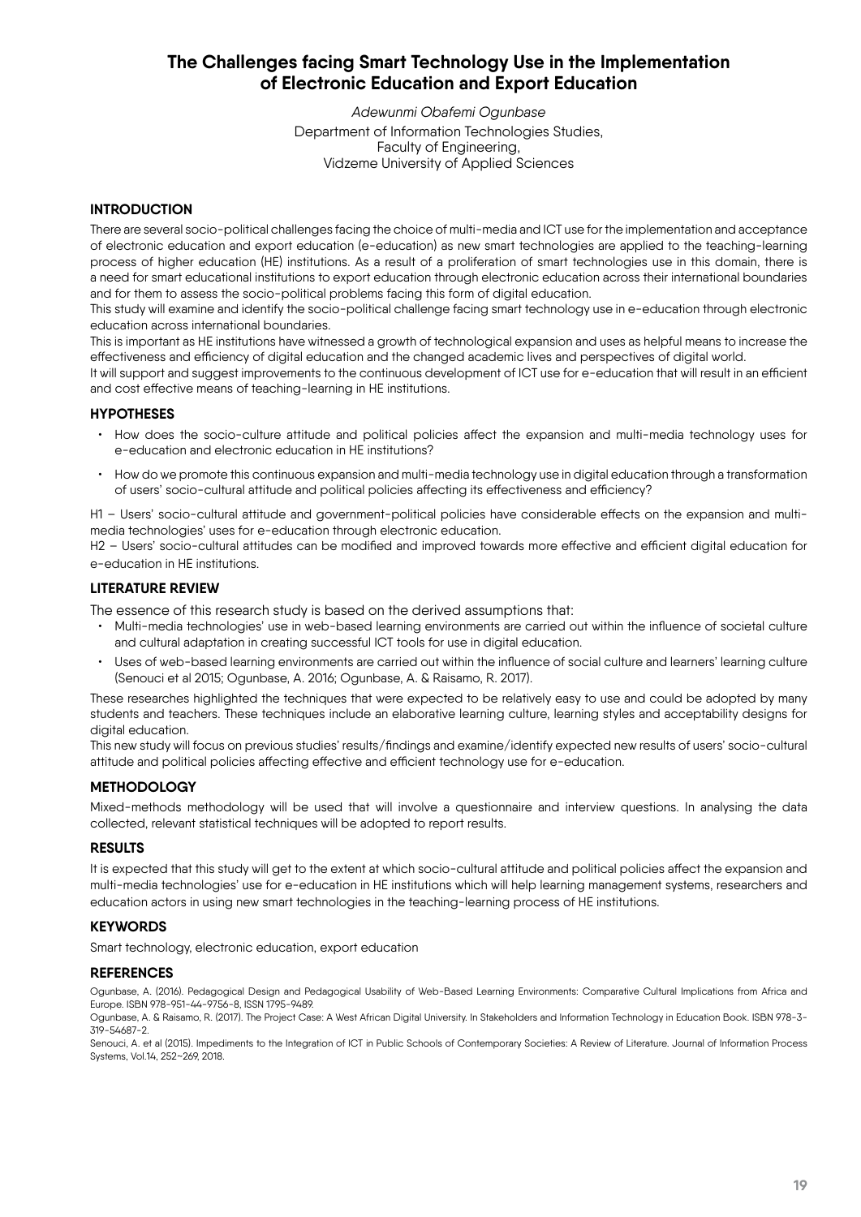# The Challenges facing Smart Technology Use in the Implementation of Electronic Education and Export Education

*Adewunmi Obafemi Ogunbase*

Department of Information Technologies Studies,
Faculty of Engineering,
Vidzeme University of Applied Sciences

## INTRODUCTION

There are several socio-political challenges facing the choice of multi-media and ICT use for the implementation and acceptance of electronic education and export education (e-education) as new smart technologies are applied to the teaching-learning process of higher education (HE) institutions. As a result of a proliferation of smart technologies use in this domain, there is a need for smart educational institutions to export education through electronic education across their international boundaries and for them to assess the socio-political problems facing this form of digital education.

This study will examine and identify the socio-political challenge facing smart technology use in e-education through electronic education across international boundaries.

This is important as HE institutions have witnessed a growth of technological expansion and uses as helpful means to increase the effectiveness and efficiency of digital education and the changed academic lives and perspectives of digital world.

It will support and suggest improvements to the continuous development of ICT use for e-education that will result in an efficient and cost effective means of teaching-learning in HE institutions.

## HYPOTHESES

- How does the socio-culture attitude and political policies affect the expansion and multi-media technology uses for e-education and electronic education in HE institutions?
- How do we promote this continuous expansion and multi-media technology use in digital education through a transformation of users' socio-cultural attitude and political policies affecting its effectiveness and efficiency?

H1 – Users' socio-cultural attitude and government-political policies have considerable effects on the expansion and multi-media technologies' uses for e-education through electronic education.

H2 – Users' socio-cultural attitudes can be modified and improved towards more effective and efficient digital education for e-education in HE institutions.

## LITERATURE REVIEW

The essence of this research study is based on the derived assumptions that:

- Multi-media technologies' use in web-based learning environments are carried out within the influence of societal culture and cultural adaptation in creating successful ICT tools for use in digital education.
- Uses of web-based learning environments are carried out within the influence of social culture and learners' learning culture (Senouci et al 2015; Ogunbase, A. 2016; Ogunbase, A. & Raisamo, R. 2017).

These researches highlighted the techniques that were expected to be relatively easy to use and could be adopted by many students and teachers. These techniques include an elaborative learning culture, learning styles and acceptability designs for digital education.

This new study will focus on previous studies' results/findings and examine/identify expected new results of users' socio-cultural attitude and political policies affecting effective and efficient technology use for e-education.

## METHODOLOGY

Mixed-methods methodology will be used that will involve a questionnaire and interview questions. In analysing the data collected, relevant statistical techniques will be adopted to report results.

## RESULTS

It is expected that this study will get to the extent at which socio-cultural attitude and political policies affect the expansion and multi-media technologies' use for e-education in HE institutions which will help learning management systems, researchers and education actors in using new smart technologies in the teaching-learning process of HE institutions.

## KEYWORDS

Smart technology, electronic education, export education

## REFERENCES

Ogunbase, A. (2016). Pedagogical Design and Pedagogical Usability of Web-Based Learning Environments: Comparative Cultural Implications from Africa and Europe. ISBN 978-951-44-9756-8, ISSN 1795-9489.

Ogunbase, A. & Raisamo, R. (2017). The Project Case: A West African Digital University. In Stakeholders and Information Technology in Education Book. ISBN 978-3-319-54687-2.

Senouci, A. et al (2015). Impediments to the Integration of ICT in Public Schools of Contemporary Societies: A Review of Literature. Journal of Information Process Systems, Vol.14, 252–269, 2018.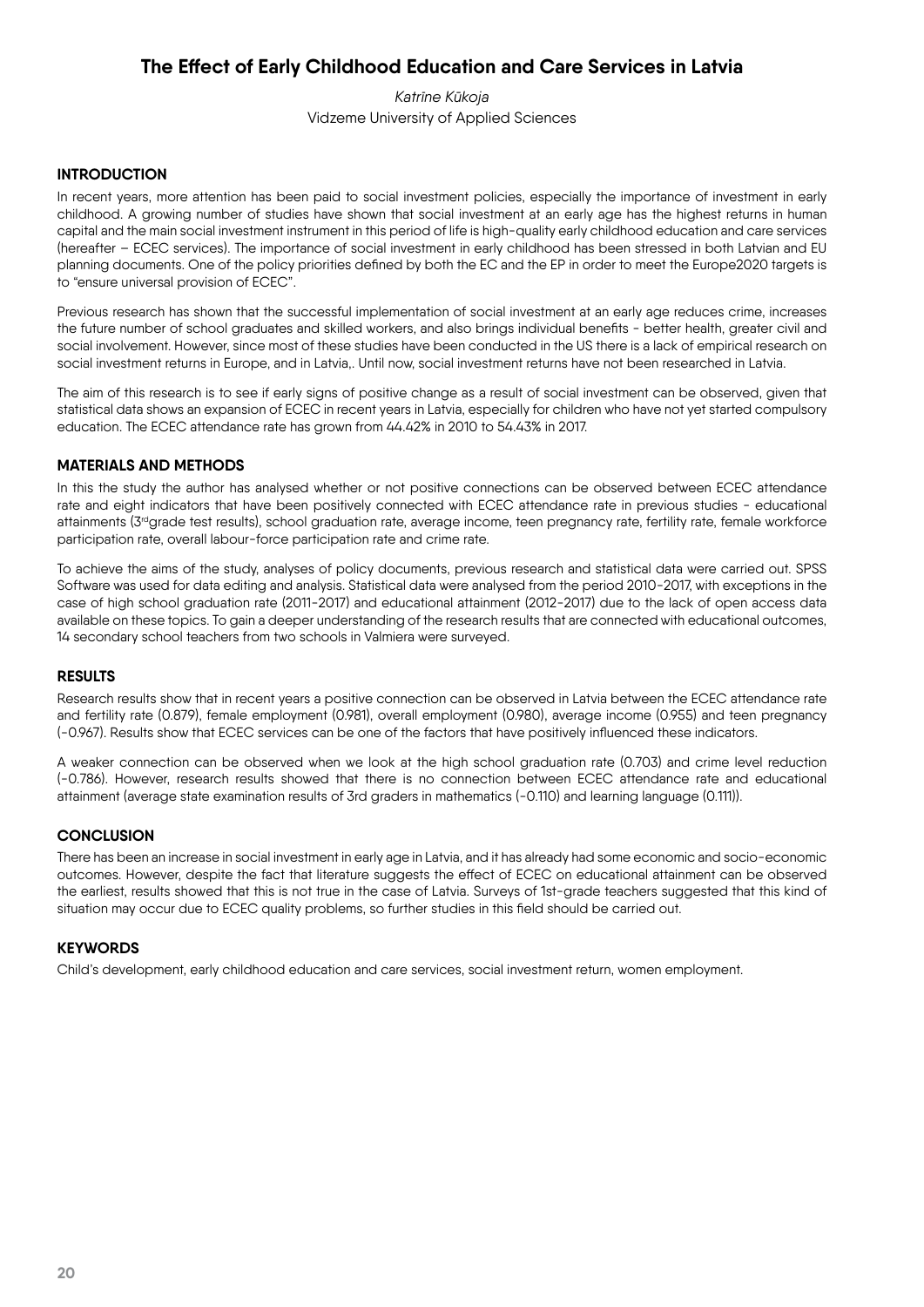# The Effect of Early Childhood Education and Care Services in Latvia

*Katrīne Kūkoja*

Vidzeme University of Applied Sciences

## INTRODUCTION

In recent years, more attention has been paid to social investment policies, especially the importance of investment in early childhood. A growing number of studies have shown that social investment at an early age has the highest returns in human capital and the main social investment instrument in this period of life is high-quality early childhood education and care services (hereafter – ECEC services). The importance of social investment in early childhood has been stressed in both Latvian and EU planning documents. One of the policy priorities defined by both the EC and the EP in order to meet the Europe2020 targets is to "ensure universal provision of ECEC".

Previous research has shown that the successful implementation of social investment at an early age reduces crime, increases the future number of school graduates and skilled workers, and also brings individual benefits - better health, greater civil and social involvement. However, since most of these studies have been conducted in the US there is a lack of empirical research on social investment returns in Europe, and in Latvia,. Until now, social investment returns have not been researched in Latvia.

The aim of this research is to see if early signs of positive change as a result of social investment can be observed, given that statistical data shows an expansion of ECEC in recent years in Latvia, especially for children who have not yet started compulsory education. The ECEC attendance rate has grown from 44.42% in 2010 to 54.43% in 2017.

## MATERIALS AND METHODS

In this the study the author has analysed whether or not positive connections can be observed between ECEC attendance rate and eight indicators that have been positively connected with ECEC attendance rate in previous studies - educational attainments (3rd grade test results), school graduation rate, average income, teen pregnancy rate, fertility rate, female workforce participation rate, overall labour-force participation rate and crime rate.

To achieve the aims of the study, analyses of policy documents, previous research and statistical data were carried out. SPSS Software was used for data editing and analysis. Statistical data were analysed from the period 2010-2017, with exceptions in the case of high school graduation rate (2011-2017) and educational attainment (2012-2017) due to the lack of open access data available on these topics. To gain a deeper understanding of the research results that are connected with educational outcomes, 14 secondary school teachers from two schools in Valmiera were surveyed.

## RESULTS

Research results show that in recent years a positive connection can be observed in Latvia between the ECEC attendance rate and fertility rate (0.879), female employment (0.981), overall employment (0.980), average income (0.955) and teen pregnancy (-0.967). Results show that ECEC services can be one of the factors that have positively influenced these indicators.

A weaker connection can be observed when we look at the high school graduation rate (0.703) and crime level reduction (-0.786). However, research results showed that there is no connection between ECEC attendance rate and educational attainment (average state examination results of 3rd graders in mathematics (-0.110) and learning language (0.111)).

## CONCLUSION

There has been an increase in social investment in early age in Latvia, and it has already had some economic and socio-economic outcomes. However, despite the fact that literature suggests the effect of ECEC on educational attainment can be observed the earliest, results showed that this is not true in the case of Latvia. Surveys of 1st-grade teachers suggested that this kind of situation may occur due to ECEC quality problems, so further studies in this field should be carried out.

## KEYWORDS

Child's development, early childhood education and care services, social investment return, women employment.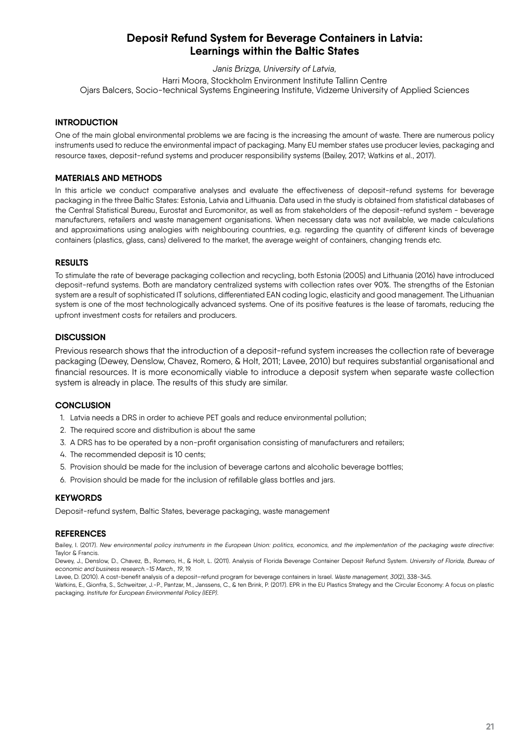# Deposit Refund System for Beverage Containers in Latvia: Learnings within the Baltic States

*Janis Brizga, University of Latvia,*

Harri Moora, Stockholm Environment Institute Tallinn Centre

Ojars Balcers, Socio-technical Systems Engineering Institute, Vidzeme University of Applied Sciences

## INTRODUCTION

One of the main global environmental problems we are facing is the increasing the amount of waste. There are numerous policy instruments used to reduce the environmental impact of packaging. Many EU member states use producer levies, packaging and resource taxes, deposit-refund systems and producer responsibility systems (Bailey, 2017; Watkins et al., 2017).

## MATERIALS AND METHODS

In this article we conduct comparative analyses and evaluate the effectiveness of deposit-refund systems for beverage packaging in the three Baltic States: Estonia, Latvia and Lithuania. Data used in the study is obtained from statistical databases of the Central Statistical Bureau, Eurostat and Euromonitor, as well as from stakeholders of the deposit-refund system - beverage manufacturers, retailers and waste management organisations. When necessary data was not available, we made calculations and approximations using analogies with neighbouring countries, e.g. regarding the quantity of different kinds of beverage containers (plastics, glass, cans) delivered to the market, the average weight of containers, changing trends etc.

## RESULTS

To stimulate the rate of beverage packaging collection and recycling, both Estonia (2005) and Lithuania (2016) have introduced deposit-refund systems. Both are mandatory centralized systems with collection rates over 90%. The strengths of the Estonian system are a result of sophisticated IT solutions, differentiated EAN coding logic, elasticity and good management. The Lithuanian system is one of the most technologically advanced systems. One of its positive features is the lease of taromats, reducing the upfront investment costs for retailers and producers.

## DISCUSSION

Previous research shows that the introduction of a deposit-refund system increases the collection rate of beverage packaging (Dewey, Denslow, Chavez, Romero, & Holt, 2011; Lavee, 2010) but requires substantial organisational and financial resources. It is more economically viable to introduce a deposit system when separate waste collection system is already in place. The results of this study are similar.

## CONCLUSION

1. Latvia needs a DRS in order to achieve PET goals and reduce environmental pollution;
2. The required score and distribution is about the same
3. A DRS has to be operated by a non-profit organisation consisting of manufacturers and retailers;
4. The recommended deposit is 10 cents;
5. Provision should be made for the inclusion of beverage cartons and alcoholic beverage bottles;
6. Provision should be made for the inclusion of refillable glass bottles and jars.

## KEYWORDS

Deposit-refund system, Baltic States, beverage packaging, waste management

## REFERENCES

Bailey, I. (2017). *New environmental policy instruments in the European Union: politics, economics, and the implementation of the packaging waste directive*: Taylor & Francis.

Dewey, J., Denslow, D., Chavez, B., Romero, H., & Holt, L. (2011). Analysis of Florida Beverage Container Deposit Refund System. *University of Florida, Bureau of economic and business research.-15 March., 19*, 19.

Lavee, D. (2010). A cost-benefit analysis of a deposit–refund program for beverage containers in Israel. *Waste management, 30*(2), 338-345.

Watkins, E., Gionfra, S., Schweitzer, J.-P., Pantzar, M., Janssens, C., & ten Brink, P. (2017). EPR in the EU Plastics Strategy and the Circular Economy: A focus on plastic packaging. *Institute for European Environmental Policy (IEEP)*.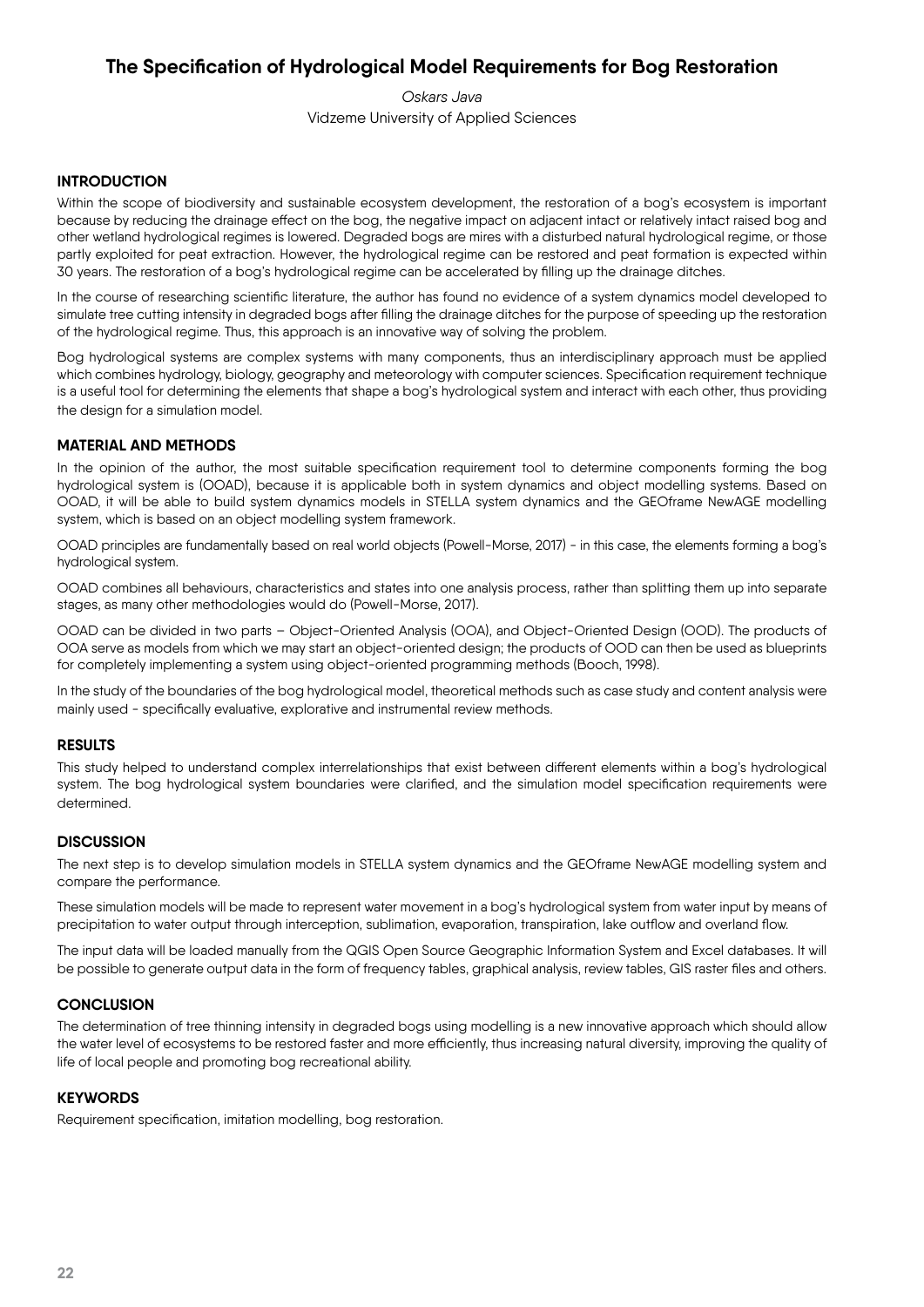# The Specification of Hydrological Model Requirements for Bog Restoration

*Oskars Java*

Vidzeme University of Applied Sciences

## INTRODUCTION

Within the scope of biodiversity and sustainable ecosystem development, the restoration of a bog's ecosystem is important because by reducing the drainage effect on the bog, the negative impact on adjacent intact or relatively intact raised bog and other wetland hydrological regimes is lowered. Degraded bogs are mires with a disturbed natural hydrological regime, or those partly exploited for peat extraction. However, the hydrological regime can be restored and peat formation is expected within 30 years. The restoration of a bog's hydrological regime can be accelerated by filling up the drainage ditches.

In the course of researching scientific literature, the author has found no evidence of a system dynamics model developed to simulate tree cutting intensity in degraded bogs after filling the drainage ditches for the purpose of speeding up the restoration of the hydrological regime. Thus, this approach is an innovative way of solving the problem.

Bog hydrological systems are complex systems with many components, thus an interdisciplinary approach must be applied which combines hydrology, biology, geography and meteorology with computer sciences. Specification requirement technique is a useful tool for determining the elements that shape a bog's hydrological system and interact with each other, thus providing the design for a simulation model.

## MATERIAL AND METHODS

In the opinion of the author, the most suitable specification requirement tool to determine components forming the bog hydrological system is (OOAD), because it is applicable both in system dynamics and object modelling systems. Based on OOAD, it will be able to build system dynamics models in STELLA system dynamics and the GEOframe NewAGE modelling system, which is based on an object modelling system framework.

OOAD principles are fundamentally based on real world objects (Powell-Morse, 2017) - in this case, the elements forming a bog's hydrological system.

OOAD combines all behaviours, characteristics and states into one analysis process, rather than splitting them up into separate stages, as many other methodologies would do (Powell-Morse, 2017).

OOAD can be divided in two parts – Object-Oriented Analysis (OOA), and Object-Oriented Design (OOD). The products of OOA serve as models from which we may start an object-oriented design; the products of OOD can then be used as blueprints for completely implementing a system using object-oriented programming methods (Booch, 1998).

In the study of the boundaries of the bog hydrological model, theoretical methods such as case study and content analysis were mainly used - specifically evaluative, explorative and instrumental review methods.

## RESULTS

This study helped to understand complex interrelationships that exist between different elements within a bog's hydrological system. The bog hydrological system boundaries were clarified, and the simulation model specification requirements were determined.

## DISCUSSION

The next step is to develop simulation models in STELLA system dynamics and the GEOframe NewAGE modelling system and compare the performance.

These simulation models will be made to represent water movement in a bog's hydrological system from water input by means of precipitation to water output through interception, sublimation, evaporation, transpiration, lake outflow and overland flow.

The input data will be loaded manually from the QGIS Open Source Geographic Information System and Excel databases. It will be possible to generate output data in the form of frequency tables, graphical analysis, review tables, GIS raster files and others.

## CONCLUSION

The determination of tree thinning intensity in degraded bogs using modelling is a new innovative approach which should allow the water level of ecosystems to be restored faster and more efficiently, thus increasing natural diversity, improving the quality of life of local people and promoting bog recreational ability.

## KEYWORDS

Requirement specification, imitation modelling, bog restoration.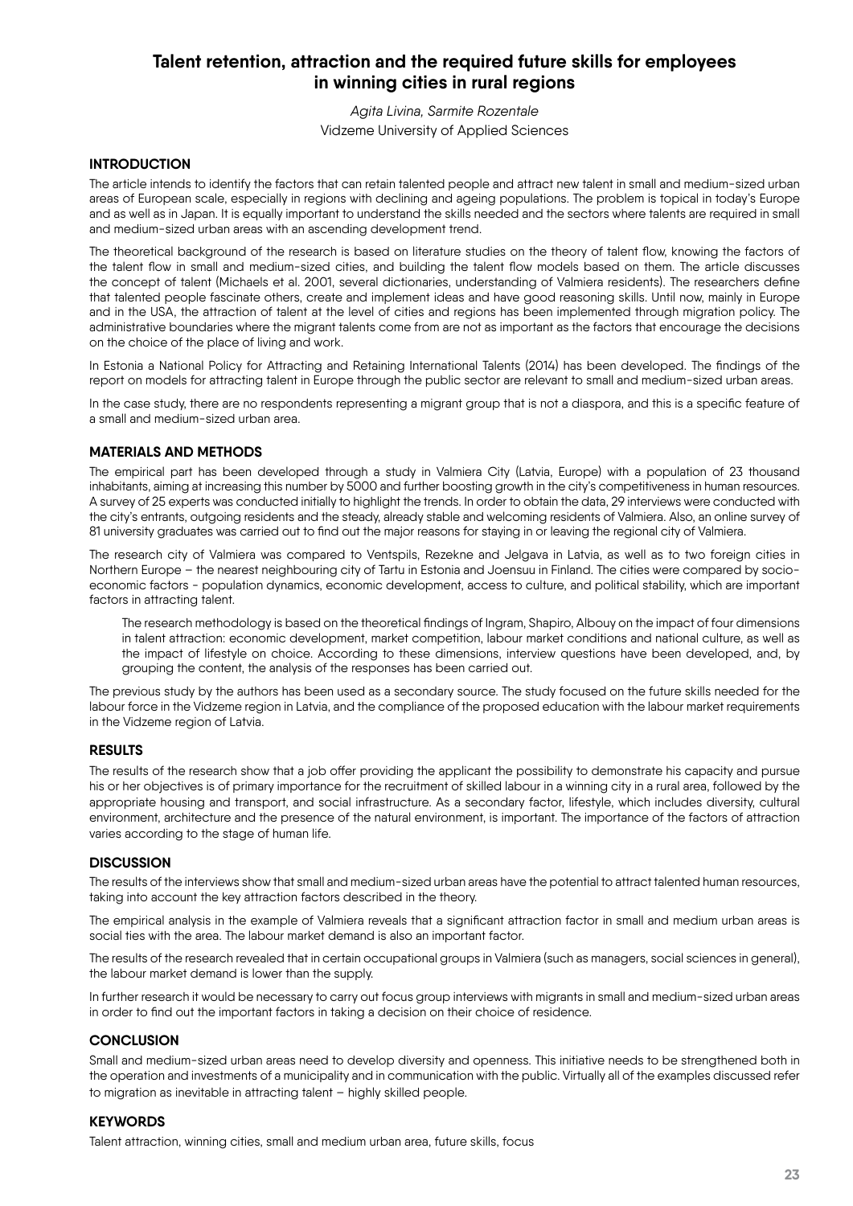# Talent retention, attraction and the required future skills for employees in winning cities in rural regions

*Agita Livina, Sarmite Rozentale*
Vidzeme University of Applied Sciences

## INTRODUCTION

The article intends to identify the factors that can retain talented people and attract new talent in small and medium-sized urban areas of European scale, especially in regions with declining and ageing populations. The problem is topical in today's Europe and as well as in Japan. It is equally important to understand the skills needed and the sectors where talents are required in small and medium-sized urban areas with an ascending development trend.

The theoretical background of the research is based on literature studies on the theory of talent flow, knowing the factors of the talent flow in small and medium-sized cities, and building the talent flow models based on them. The article discusses the concept of talent (Michaels et al. 2001, several dictionaries, understanding of Valmiera residents). The researchers define that talented people fascinate others, create and implement ideas and have good reasoning skills. Until now, mainly in Europe and in the USA, the attraction of talent at the level of cities and regions has been implemented through migration policy. The administrative boundaries where the migrant talents come from are not as important as the factors that encourage the decisions on the choice of the place of living and work.

In Estonia a National Policy for Attracting and Retaining International Talents (2014) has been developed. The findings of the report on models for attracting talent in Europe through the public sector are relevant to small and medium-sized urban areas.

In the case study, there are no respondents representing a migrant group that is not a diaspora, and this is a specific feature of a small and medium-sized urban area.

## MATERIALS AND METHODS

The empirical part has been developed through a study in Valmiera City (Latvia, Europe) with a population of 23 thousand inhabitants, aiming at increasing this number by 5000 and further boosting growth in the city's competitiveness in human resources. A survey of 25 experts was conducted initially to highlight the trends. In order to obtain the data, 29 interviews were conducted with the city's entrants, outgoing residents and the steady, already stable and welcoming residents of Valmiera. Also, an online survey of 81 university graduates was carried out to find out the major reasons for staying in or leaving the regional city of Valmiera.

The research city of Valmiera was compared to Ventspils, Rezekne and Jelgava in Latvia, as well as to two foreign cities in Northern Europe – the nearest neighbouring city of Tartu in Estonia and Joensuu in Finland. The cities were compared by socio-economic factors - population dynamics, economic development, access to culture, and political stability, which are important factors in attracting talent.

The research methodology is based on the theoretical findings of Ingram, Shapiro, Albouy on the impact of four dimensions in talent attraction: economic development, market competition, labour market conditions and national culture, as well as the impact of lifestyle on choice. According to these dimensions, interview questions have been developed, and, by grouping the content, the analysis of the responses has been carried out.

The previous study by the authors has been used as a secondary source. The study focused on the future skills needed for the labour force in the Vidzeme region in Latvia, and the compliance of the proposed education with the labour market requirements in the Vidzeme region of Latvia.

## RESULTS

The results of the research show that a job offer providing the applicant the possibility to demonstrate his capacity and pursue his or her objectives is of primary importance for the recruitment of skilled labour in a winning city in a rural area, followed by the appropriate housing and transport, and social infrastructure. As a secondary factor, lifestyle, which includes diversity, cultural environment, architecture and the presence of the natural environment, is important. The importance of the factors of attraction varies according to the stage of human life.

## DISCUSSION

The results of the interviews show that small and medium-sized urban areas have the potential to attract talented human resources, taking into account the key attraction factors described in the theory.

The empirical analysis in the example of Valmiera reveals that a significant attraction factor in small and medium urban areas is social ties with the area. The labour market demand is also an important factor.

The results of the research revealed that in certain occupational groups in Valmiera (such as managers, social sciences in general), the labour market demand is lower than the supply.

In further research it would be necessary to carry out focus group interviews with migrants in small and medium-sized urban areas in order to find out the important factors in taking a decision on their choice of residence.

## CONCLUSION

Small and medium-sized urban areas need to develop diversity and openness. This initiative needs to be strengthened both in the operation and investments of a municipality and in communication with the public. Virtually all of the examples discussed refer to migration as inevitable in attracting talent – highly skilled people.

## KEYWORDS

Talent attraction, winning cities, small and medium urban area, future skills, focus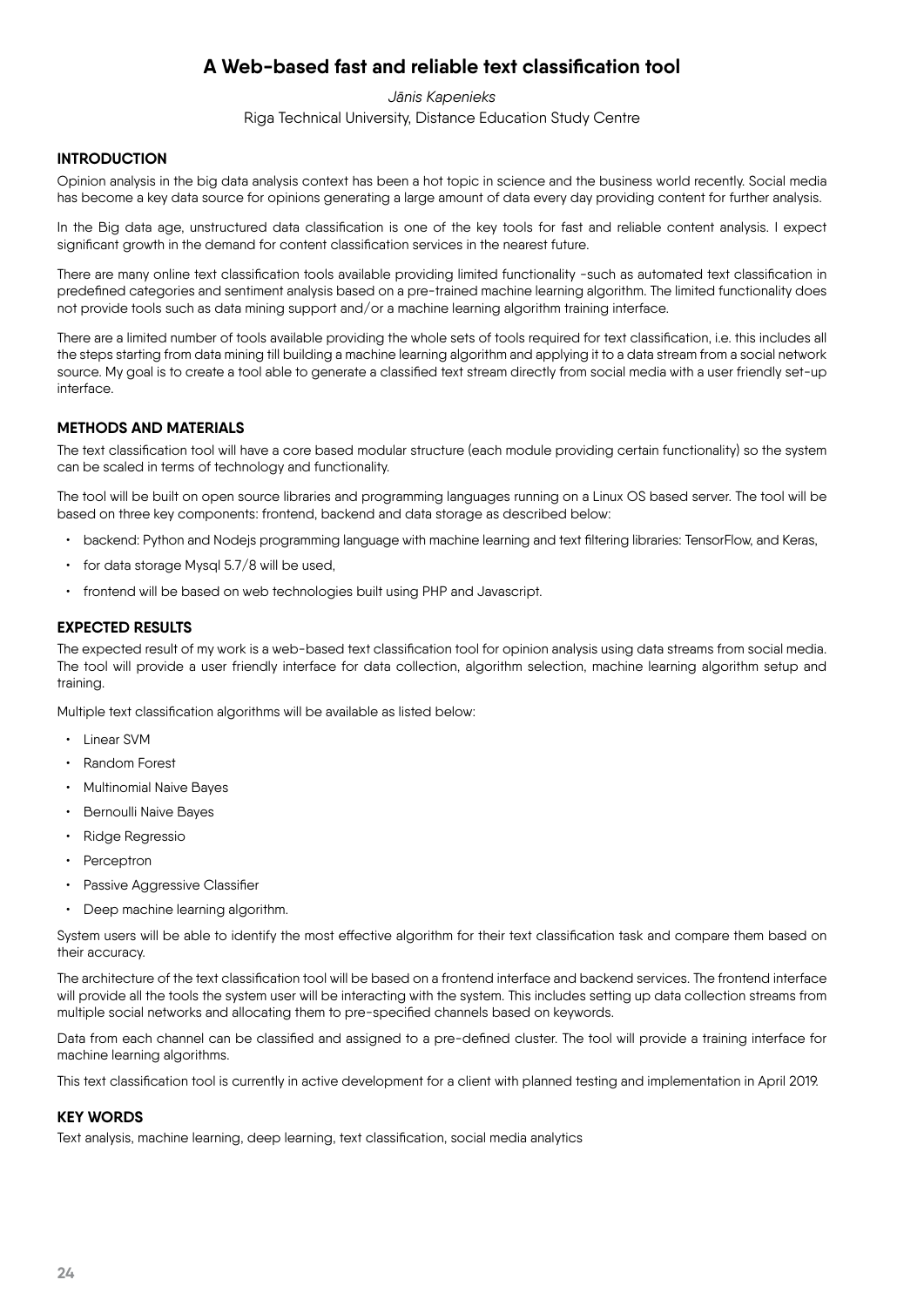# A Web-based fast and reliable text classification tool

*Jānis Kapenieks*

Riga Technical University, Distance Education Study Centre

## INTRODUCTION

Opinion analysis in the big data analysis context has been a hot topic in science and the business world recently. Social media has become a key data source for opinions generating a large amount of data every day providing content for further analysis.

In the Big data age, unstructured data classification is one of the key tools for fast and reliable content analysis. I expect significant growth in the demand for content classification services in the nearest future.

There are many online text classification tools available providing limited functionality -such as automated text classification in predefined categories and sentiment analysis based on a pre-trained machine learning algorithm. The limited functionality does not provide tools such as data mining support and/or a machine learning algorithm training interface.

There are a limited number of tools available providing the whole sets of tools required for text classification, i.e. this includes all the steps starting from data mining till building a machine learning algorithm and applying it to a data stream from a social network source. My goal is to create a tool able to generate a classified text stream directly from social media with a user friendly set-up interface.

## METHODS AND MATERIALS

The text classification tool will have a core based modular structure (each module providing certain functionality) so the system can be scaled in terms of technology and functionality.

The tool will be built on open source libraries and programming languages running on a Linux OS based server. The tool will be based on three key components: frontend, backend and data storage as described below:

- backend: Python and Nodejs programming language with machine learning and text filtering libraries: TensorFlow, and Keras,
- for data storage Mysql 5.7/8 will be used,
- frontend will be based on web technologies built using PHP and Javascript.

## EXPECTED RESULTS

The expected result of my work is a web-based text classification tool for opinion analysis using data streams from social media. The tool will provide a user friendly interface for data collection, algorithm selection, machine learning algorithm setup and training.

Multiple text classification algorithms will be available as listed below:

- Linear SVM
- Random Forest
- Multinomial Naive Bayes
- Bernoulli Naive Bayes
- Ridge Regressio
- Perceptron
- Passive Aggressive Classifier
- Deep machine learning algorithm.

System users will be able to identify the most effective algorithm for their text classification task and compare them based on their accuracy.

The architecture of the text classification tool will be based on a frontend interface and backend services. The frontend interface will provide all the tools the system user will be interacting with the system. This includes setting up data collection streams from multiple social networks and allocating them to pre-specified channels based on keywords.

Data from each channel can be classified and assigned to a pre-defined cluster. The tool will provide a training interface for machine learning algorithms.

This text classification tool is currently in active development for a client with planned testing and implementation in April 2019.

## KEY WORDS

Text analysis, machine learning, deep learning, text classification, social media analytics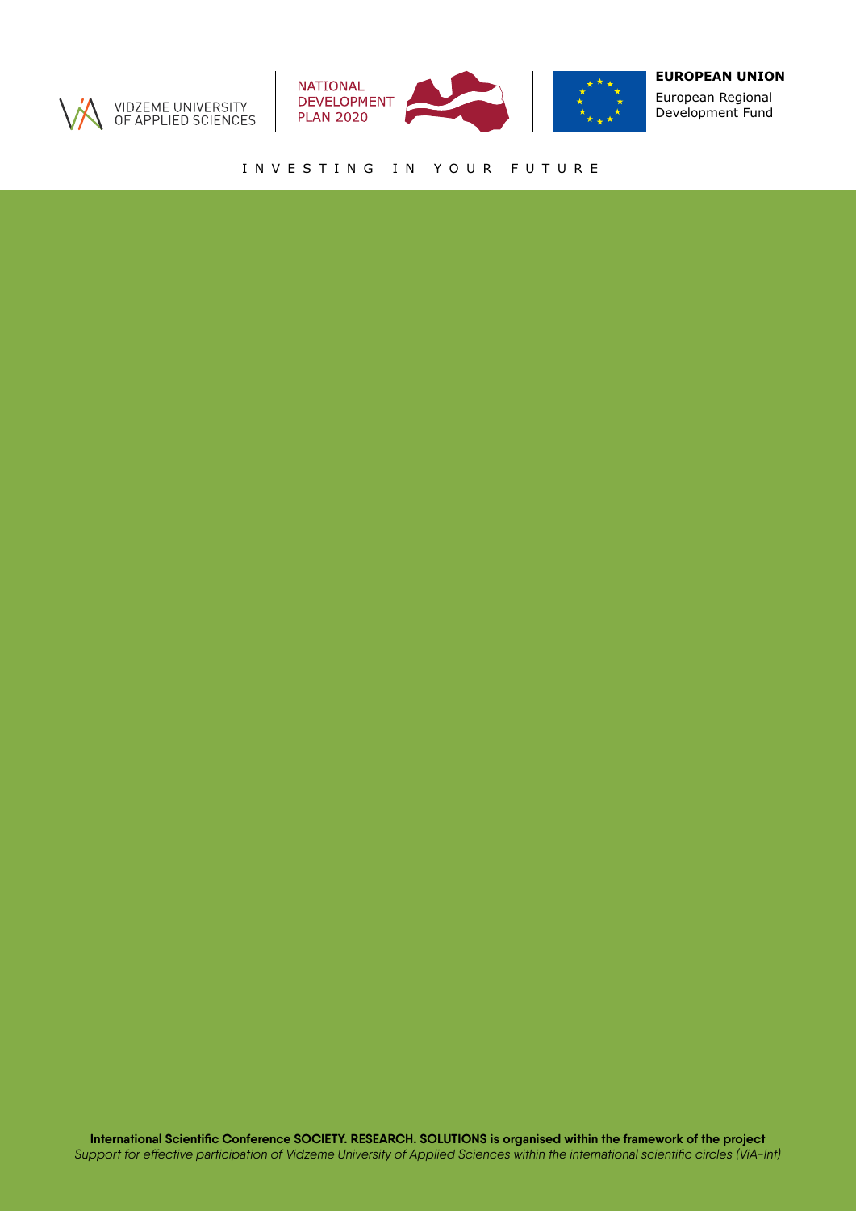VIDZEME UNIVERSITY OF APPLIED SCIENCES

NATIONAL DEVELOPMENT PLAN 2020

**EUROPEAN UNION**

European Regional Development Fund

INVESTING IN YOUR FUTURE

**International Scientific Conference SOCIETY. RESEARCH. SOLUTIONS is organised within the framework of the project**
*Support for effective participation of Vidzeme University of Applied Sciences within the international scientific circles (ViA-Int)*